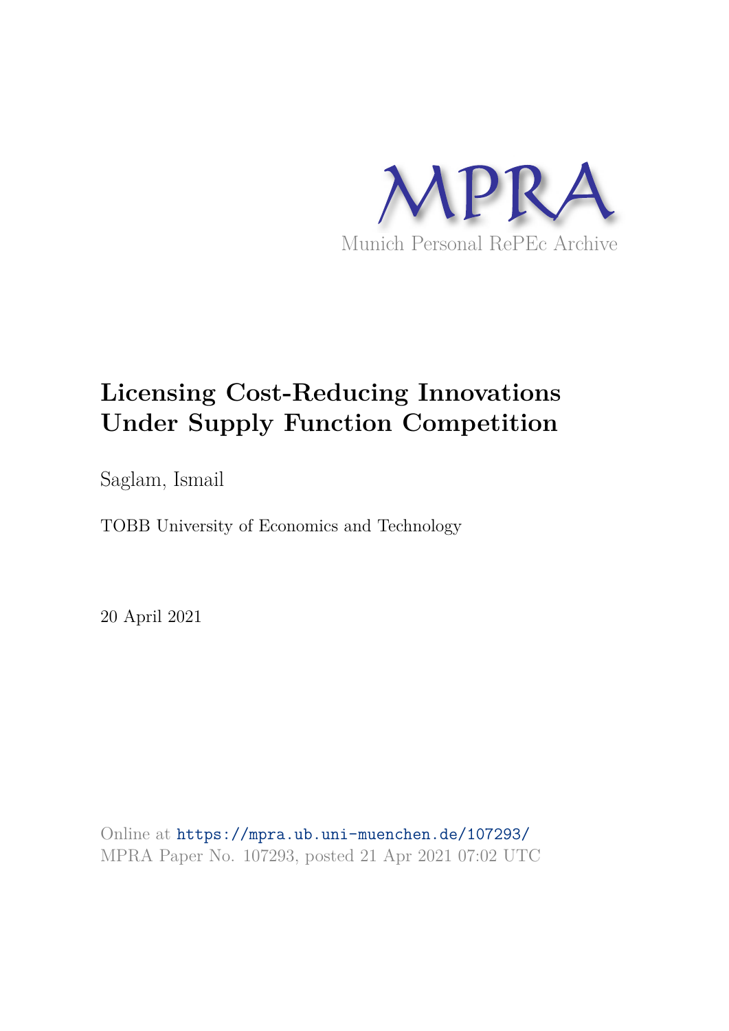MPRA

Munich Personal RePEc Archive

# Licensing Cost-Reducing Innovations Under Supply Function Competition

Saglam, Ismail

TOBB University of Economics and Technology

20 April 2021

Online at https://mpra.ub.uni-muenchen.de/107293/
MPRA Paper No. 107293, posted 21 Apr 2021 07:02 UTC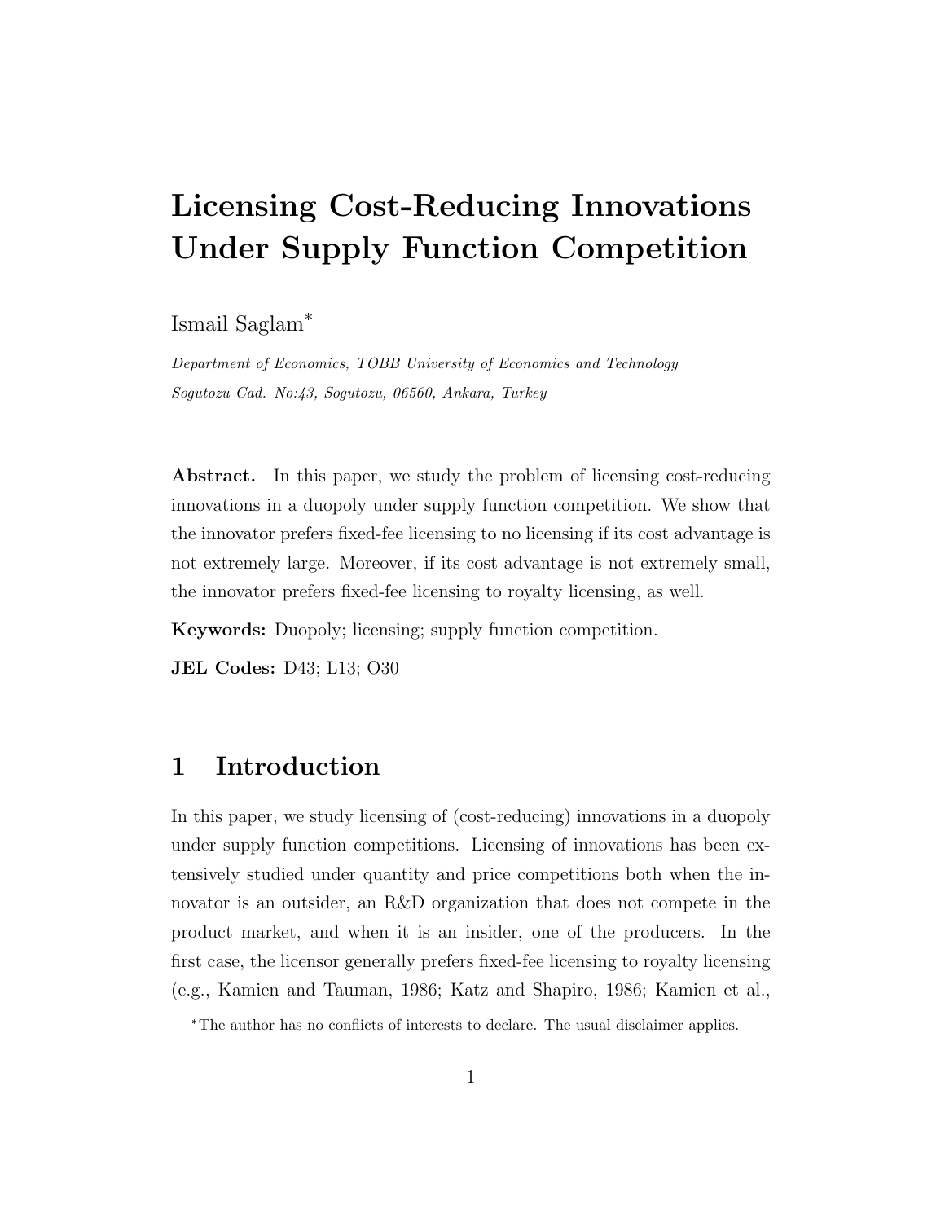# Licensing Cost-Reducing Innovations Under Supply Function Competition

Ismail Saglam*

*Department of Economics, TOBB University of Economics and Technology*
*Sogutozu Cad. No:43, Sogutozu, 06560, Ankara, Turkey*

**Abstract.** In this paper, we study the problem of licensing cost-reducing innovations in a duopoly under supply function competition. We show that the innovator prefers fixed-fee licensing to no licensing if its cost advantage is not extremely large. Moreover, if its cost advantage is not extremely small, the innovator prefers fixed-fee licensing to royalty licensing, as well.

**Keywords:** Duopoly; licensing; supply function competition.

**JEL Codes:** D43; L13; O30

## 1 Introduction

In this paper, we study licensing of (cost-reducing) innovations in a duopoly under supply function competitions. Licensing of innovations has been extensively studied under quantity and price competitions both when the innovator is an outsider, an R&D organization that does not compete in the product market, and when it is an insider, one of the producers. In the first case, the licensor generally prefers fixed-fee licensing to royalty licensing (e.g., Kamien and Tauman, 1986; Katz and Shapiro, 1986; Kamien et al.,

*The author has no conflicts of interests to declare. The usual disclaimer applies.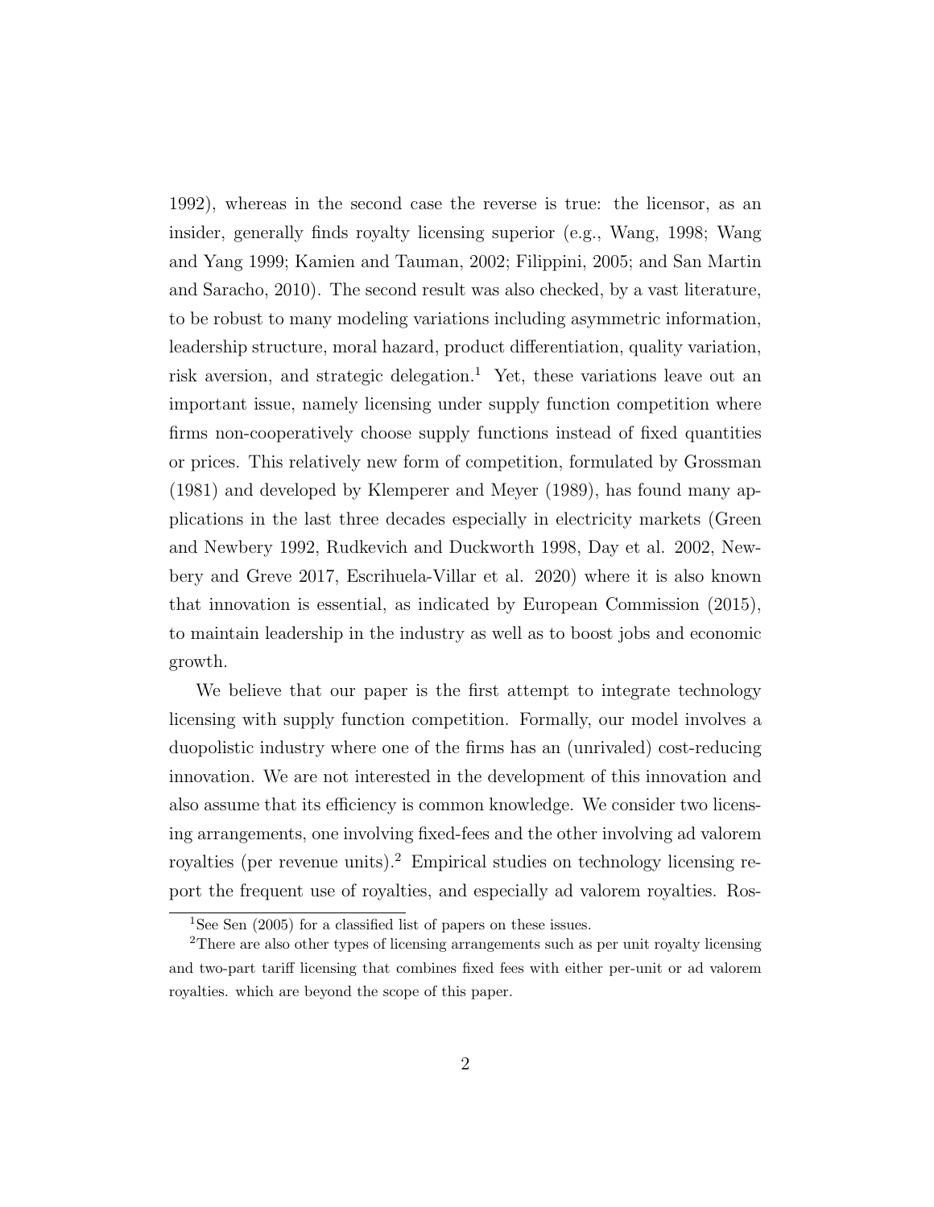1992), whereas in the second case the reverse is true: the licensor, as an insider, generally finds royalty licensing superior (e.g., Wang, 1998; Wang and Yang 1999; Kamien and Tauman, 2002; Filippini, 2005; and San Martin and Saracho, 2010). The second result was also checked, by a vast literature, to be robust to many modeling variations including asymmetric information, leadership structure, moral hazard, product differentiation, quality variation, risk aversion, and strategic delegation.[1] Yet, these variations leave out an important issue, namely licensing under supply function competition where firms non-cooperatively choose supply functions instead of fixed quantities or prices. This relatively new form of competition, formulated by Grossman (1981) and developed by Klemperer and Meyer (1989), has found many applications in the last three decades especially in electricity markets (Green and Newbery 1992, Rudkevich and Duckworth 1998, Day et al. 2002, Newbery and Greve 2017, Escrihuela-Villar et al. 2020) where it is also known that innovation is essential, as indicated by European Commission (2015), to maintain leadership in the industry as well as to boost jobs and economic growth.

We believe that our paper is the first attempt to integrate technology licensing with supply function competition. Formally, our model involves a duopolistic industry where one of the firms has an (unrivaled) cost-reducing innovation. We are not interested in the development of this innovation and also assume that its efficiency is common knowledge. We consider two licensing arrangements, one involving fixed-fees and the other involving ad valorem royalties (per revenue units).[2] Empirical studies on technology licensing report the frequent use of royalties, and especially ad valorem royalties. Ros-

[1] See Sen (2005) for a classified list of papers on these issues.

[2] There are also other types of licensing arrangements such as per unit royalty licensing and two-part tariff licensing that combines fixed fees with either per-unit or ad valorem royalties. which are beyond the scope of this paper.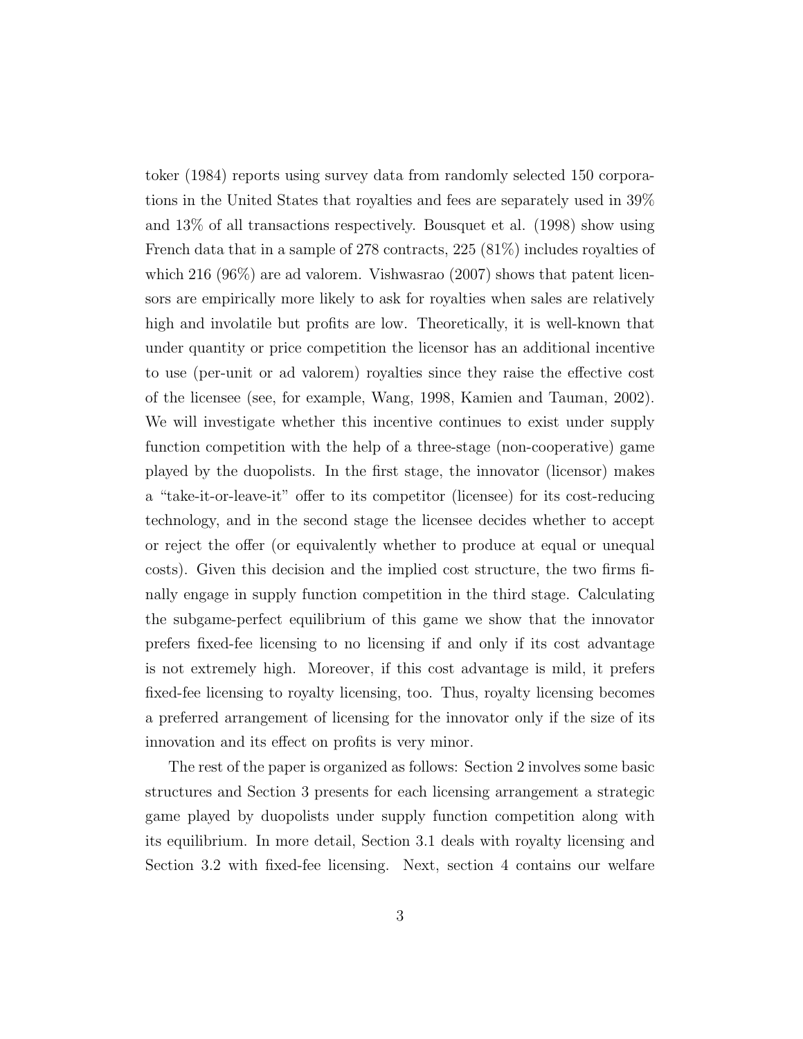toker (1984) reports using survey data from randomly selected 150 corporations in the United States that royalties and fees are separately used in 39% and 13% of all transactions respectively. Bousquet et al. (1998) show using French data that in a sample of 278 contracts, 225 (81%) includes royalties of which 216 (96%) are ad valorem. Vishwasrao (2007) shows that patent licensors are empirically more likely to ask for royalties when sales are relatively high and involatile but profits are low. Theoretically, it is well-known that under quantity or price competition the licensor has an additional incentive to use (per-unit or ad valorem) royalties since they raise the effective cost of the licensee (see, for example, Wang, 1998, Kamien and Tauman, 2002). We will investigate whether this incentive continues to exist under supply function competition with the help of a three-stage (non-cooperative) game played by the duopolists. In the first stage, the innovator (licensor) makes a "take-it-or-leave-it" offer to its competitor (licensee) for its cost-reducing technology, and in the second stage the licensee decides whether to accept or reject the offer (or equivalently whether to produce at equal or unequal costs). Given this decision and the implied cost structure, the two firms finally engage in supply function competition in the third stage. Calculating the subgame-perfect equilibrium of this game we show that the innovator prefers fixed-fee licensing to no licensing if and only if its cost advantage is not extremely high. Moreover, if this cost advantage is mild, it prefers fixed-fee licensing to royalty licensing, too. Thus, royalty licensing becomes a preferred arrangement of licensing for the innovator only if the size of its innovation and its effect on profits is very minor.

The rest of the paper is organized as follows: Section 2 involves some basic structures and Section 3 presents for each licensing arrangement a strategic game played by duopolists under supply function competition along with its equilibrium. In more detail, Section 3.1 deals with royalty licensing and Section 3.2 with fixed-fee licensing. Next, section 4 contains our welfare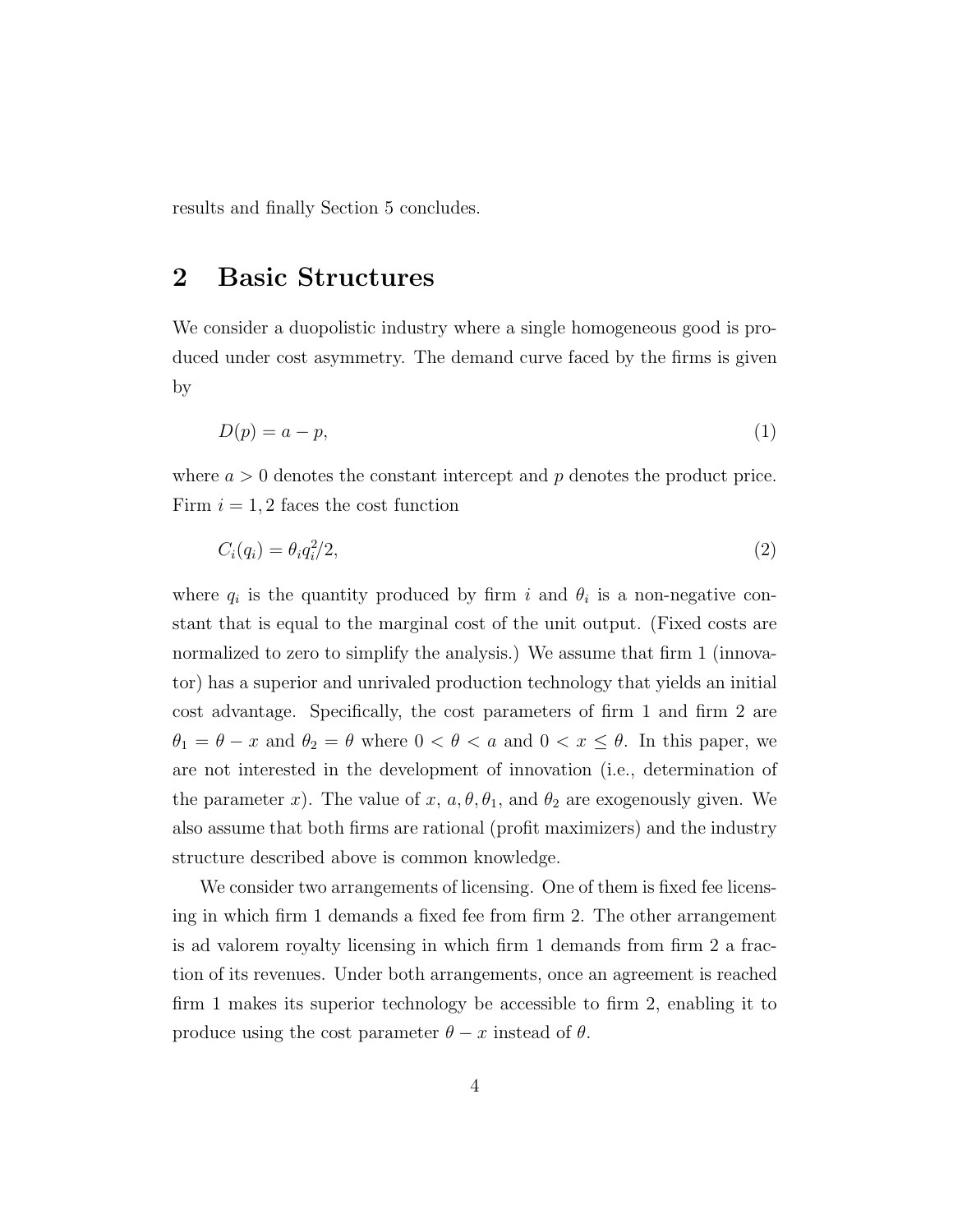results and finally Section 5 concludes.

## 2 Basic Structures

We consider a duopolistic industry where a single homogeneous good is produced under cost asymmetry. The demand curve faced by the firms is given by

$$D(p) = a - p, \tag{1}$$

where $a > 0$ denotes the constant intercept and $p$ denotes the product price. Firm $i = 1, 2$ faces the cost function

$$C_i(q_i) = \theta_i q_i^2/2, \tag{2}$$

where $q_i$ is the quantity produced by firm $i$ and $\theta_i$ is a non-negative constant that is equal to the marginal cost of the unit output. (Fixed costs are normalized to zero to simplify the analysis.) We assume that firm 1 (innovator) has a superior and unrivaled production technology that yields an initial cost advantage. Specifically, the cost parameters of firm 1 and firm 2 are $\theta_1 = \theta - x$ and $\theta_2 = \theta$ where $0 < \theta < a$ and $0 < x \leq \theta$. In this paper, we are not interested in the development of innovation (i.e., determination of the parameter $x$). The value of $x$, $a, \theta, \theta_1$, and $\theta_2$ are exogenously given. We also assume that both firms are rational (profit maximizers) and the industry structure described above is common knowledge.

We consider two arrangements of licensing. One of them is fixed fee licensing in which firm 1 demands a fixed fee from firm 2. The other arrangement is ad valorem royalty licensing in which firm 1 demands from firm 2 a fraction of its revenues. Under both arrangements, once an agreement is reached firm 1 makes its superior technology be accessible to firm 2, enabling it to produce using the cost parameter $\theta - x$ instead of $\theta$.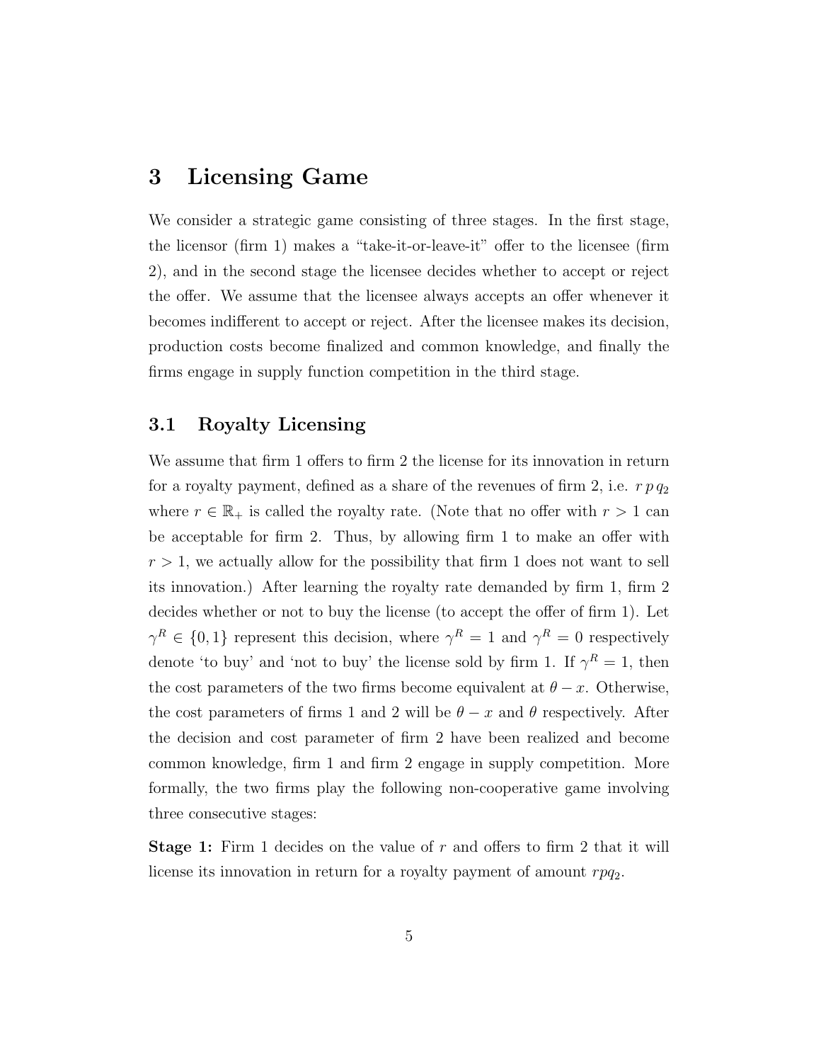# 3 Licensing Game

We consider a strategic game consisting of three stages. In the first stage, the licensor (firm 1) makes a "take-it-or-leave-it" offer to the licensee (firm 2), and in the second stage the licensee decides whether to accept or reject the offer. We assume that the licensee always accepts an offer whenever it becomes indifferent to accept or reject. After the licensee makes its decision, production costs become finalized and common knowledge, and finally the firms engage in supply function competition in the third stage.

## 3.1 Royalty Licensing

We assume that firm 1 offers to firm 2 the license for its innovation in return for a royalty payment, defined as a share of the revenues of firm 2, i.e. $r\,p\,q_2$ where $r \in \mathbb{R}_+$ is called the royalty rate. (Note that no offer with $r > 1$ can be acceptable for firm 2. Thus, by allowing firm 1 to make an offer with $r > 1$, we actually allow for the possibility that firm 1 does not want to sell its innovation.) After learning the royalty rate demanded by firm 1, firm 2 decides whether or not to buy the license (to accept the offer of firm 1). Let $\gamma^R \in \{0, 1\}$ represent this decision, where $\gamma^R = 1$ and $\gamma^R = 0$ respectively denote 'to buy' and 'not to buy' the license sold by firm 1. If $\gamma^R = 1$, then the cost parameters of the two firms become equivalent at $\theta - x$. Otherwise, the cost parameters of firms 1 and 2 will be $\theta - x$ and $\theta$ respectively. After the decision and cost parameter of firm 2 have been realized and become common knowledge, firm 1 and firm 2 engage in supply competition. More formally, the two firms play the following non-cooperative game involving three consecutive stages:

**Stage 1:** Firm 1 decides on the value of $r$ and offers to firm 2 that it will license its innovation in return for a royalty payment of amount $rpq_2$.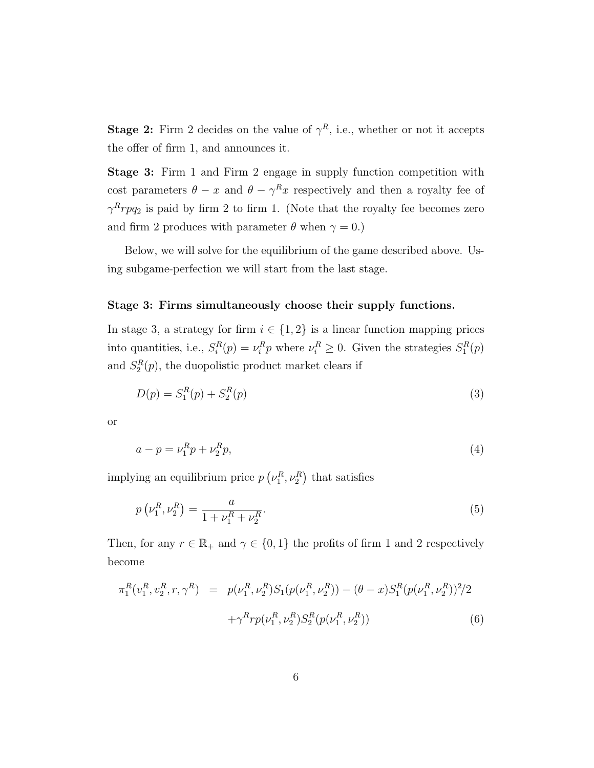**Stage 2:** Firm 2 decides on the value of $\gamma^R$, i.e., whether or not it accepts the offer of firm 1, and announces it.

**Stage 3:** Firm 1 and Firm 2 engage in supply function competition with cost parameters $\theta - x$ and $\theta - \gamma^R x$ respectively and then a royalty fee of $\gamma^R rpq_2$ is paid by firm 2 to firm 1. (Note that the royalty fee becomes zero and firm 2 produces with parameter $\theta$ when $\gamma = 0$.)

Below, we will solve for the equilibrium of the game described above. Using subgame-perfection we will start from the last stage.

**Stage 3: Firms simultaneously choose their supply functions.**

In stage 3, a strategy for firm $i \in \{1, 2\}$ is a linear function mapping prices into quantities, i.e., $S_i^R(p) = \nu_i^R p$ where $\nu_i^R \geq 0$. Given the strategies $S_1^R(p)$ and $S_2^R(p)$, the duopolistic product market clears if

$$D(p) = S_1^R(p) + S_2^R(p) \tag{3}$$

or

$$a - p = \nu_1^R p + \nu_2^R p, \tag{4}$$

implying an equilibrium price $p\left(\nu_1^R, \nu_2^R\right)$ that satisfies

$$p\left(\nu_1^R, \nu_2^R\right) = \frac{a}{1 + \nu_1^R + \nu_2^R}. \tag{5}$$

Then, for any $r \in \mathbb{R}_+$ and $\gamma \in \{0, 1\}$ the profits of firm 1 and 2 respectively become

$$\begin{aligned} \pi_1^R(v_1^R, v_2^R, r, \gamma^R) &= p(\nu_1^R, \nu_2^R) S_1(p(\nu_1^R, \nu_2^R)) - (\theta - x) S_1^R(p(\nu_1^R, \nu_2^R))^2/2 \\ &\quad + \gamma^R r p(\nu_1^R, \nu_2^R) S_2^R(p(\nu_1^R, \nu_2^R)) \end{aligned} \tag{6}$$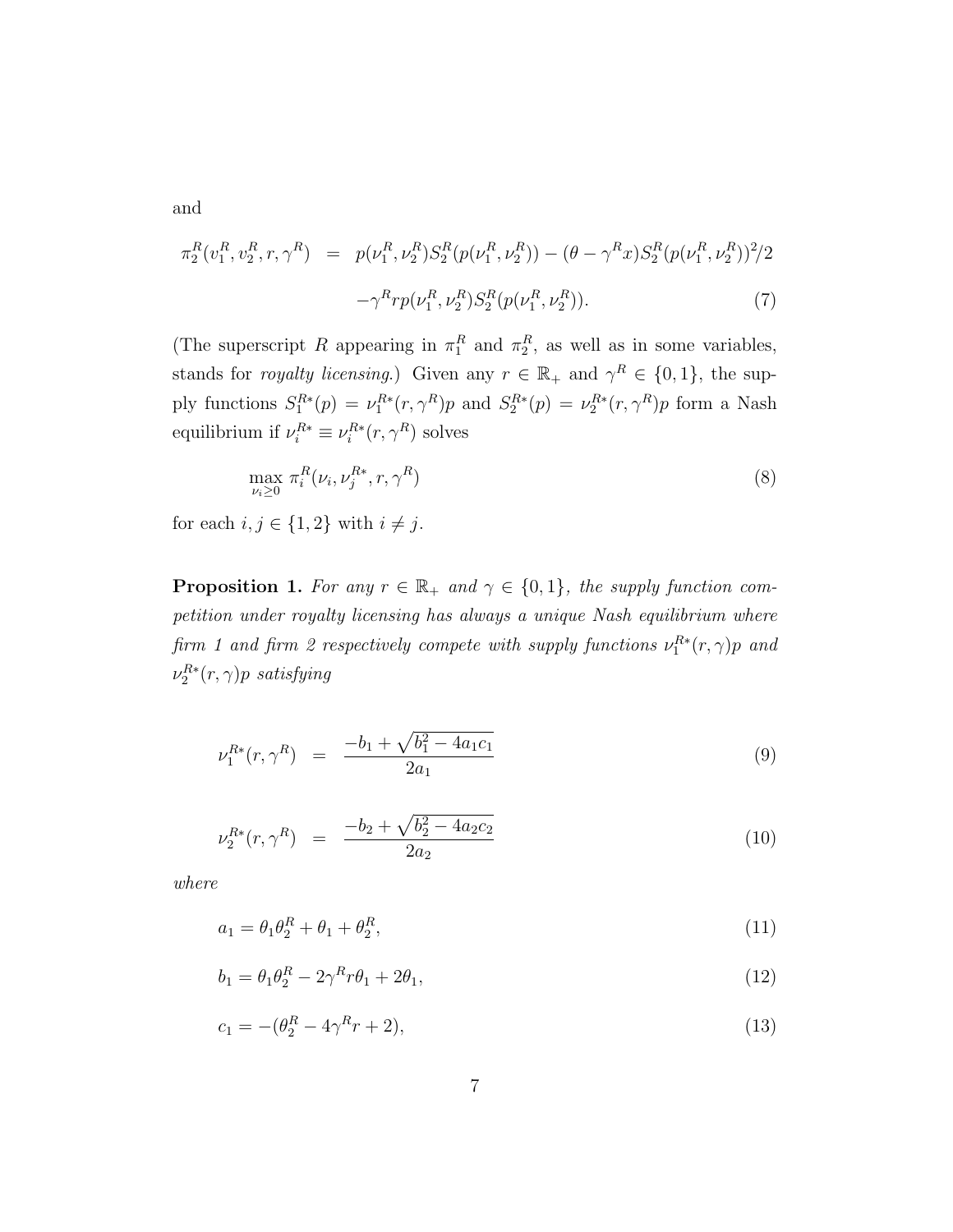and

$$\pi_2^R(v_1^R, v_2^R, r, \gamma^R) = p(\nu_1^R, \nu_2^R) S_2^R(p(\nu_1^R, \nu_2^R)) - (\theta - \gamma^R x) S_2^R(p(\nu_1^R, \nu_2^R))^2/2$$
$$-\gamma^R r p(\nu_1^R, \nu_2^R) S_2^R(p(\nu_1^R, \nu_2^R)). \tag{7}$$

(The superscript $R$ appearing in $\pi_1^R$ and $\pi_2^R$, as well as in some variables, stands for *royalty licensing*.) Given any $r \in \mathbb{R}_+$ and $\gamma^R \in \{0, 1\}$, the supply functions $S_1^{R*}(p) = \nu_1^{R*}(r, \gamma^R)p$ and $S_2^{R*}(p) = \nu_2^{R*}(r, \gamma^R)p$ form a Nash equilibrium if $\nu_i^{R*} \equiv \nu_i^{R*}(r, \gamma^R)$ solves

$$\max_{\nu_i \geq 0} \pi_i^R(\nu_i, \nu_j^{R*}, r, \gamma^R) \tag{8}$$

for each $i, j \in \{1, 2\}$ with $i \neq j$.

**Proposition 1.** *For any $r \in \mathbb{R}_+$ and $\gamma \in \{0, 1\}$, the supply function competition under royalty licensing has always a unique Nash equilibrium where firm 1 and firm 2 respectively compete with supply functions $\nu_1^{R*}(r, \gamma)p$ and $\nu_2^{R*}(r, \gamma)p$ satisfying*

$$\nu_1^{R*}(r, \gamma^R) = \frac{-b_1 + \sqrt{b_1^2 - 4a_1c_1}}{2a_1} \tag{9}$$

$$\nu_2^{R*}(r, \gamma^R) = \frac{-b_2 + \sqrt{b_2^2 - 4a_2c_2}}{2a_2} \tag{10}$$

*where*

$$a_1 = \theta_1\theta_2^R + \theta_1 + \theta_2^R, \tag{11}$$

$$b_1 = \theta_1\theta_2^R - 2\gamma^R r\theta_1 + 2\theta_1, \tag{12}$$

$$c_1 = -(\theta_2^R - 4\gamma^R r + 2), \tag{13}$$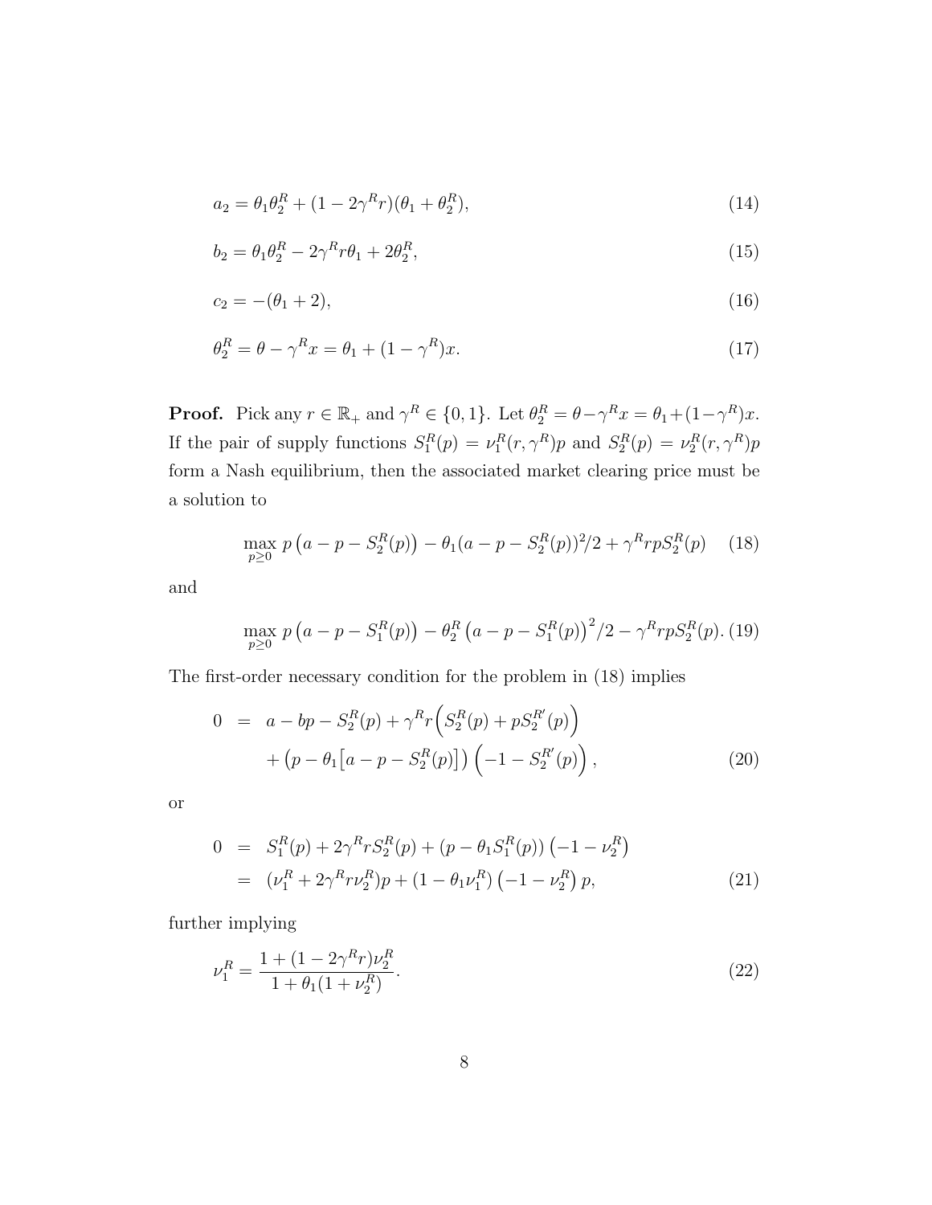$$a_2 = \theta_1 \theta_2^R + (1 - 2\gamma^R r)(\theta_1 + \theta_2^R), \tag{14}$$

$$b_2 = \theta_1 \theta_2^R - 2\gamma^R r \theta_1 + 2\theta_2^R, \tag{15}$$

$$c_2 = -(\theta_1 + 2), \tag{16}$$

$$\theta_2^R = \theta - \gamma^R x = \theta_1 + (1 - \gamma^R)x. \tag{17}$$

**Proof.** Pick any $r \in \mathbb{R}_+$ and $\gamma^R \in \{0, 1\}$. Let $\theta_2^R = \theta - \gamma^R x = \theta_1 + (1-\gamma^R)x$. If the pair of supply functions $S_1^R(p) = \nu_1^R(r, \gamma^R)p$ and $S_2^R(p) = \nu_2^R(r, \gamma^R)p$ form a Nash equilibrium, then the associated market clearing price must be a solution to

$$\max_{p \geq 0} \; p\left(a - p - S_2^R(p)\right) - \theta_1(a - p - S_2^R(p))^2/2 + \gamma^R r p S_2^R(p) \tag{18}$$

and

$$\max_{p \geq 0} \; p\left(a - p - S_1^R(p)\right) - \theta_2^R\left(a - p - S_1^R(p)\right)^2/2 - \gamma^R r p S_2^R(p). \tag{19}$$

The first-order necessary condition for the problem in (18) implies

$$\begin{aligned} 0 &= a - bp - S_2^R(p) + \gamma^R r\Big(S_2^R(p) + pS_2^{R'}(p)\Big) \\ &\quad + \left(p - \theta_1\left[a - p - S_2^R(p)\right]\right)\Big(-1 - S_2^{R'}(p)\Big), \end{aligned} \tag{20}$$

or

$$\begin{aligned} 0 &= S_1^R(p) + 2\gamma^R r S_2^R(p) + (p - \theta_1 S_1^R(p))\left(-1 - \nu_2^R\right) \\ &= (\nu_1^R + 2\gamma^R r \nu_2^R)p + (1 - \theta_1 \nu_1^R)\left(-1 - \nu_2^R\right)p, \end{aligned} \tag{21}$$

further implying

$$\nu_1^R = \frac{1 + (1 - 2\gamma^R r)\nu_2^R}{1 + \theta_1(1 + \nu_2^R)}. \tag{22}$$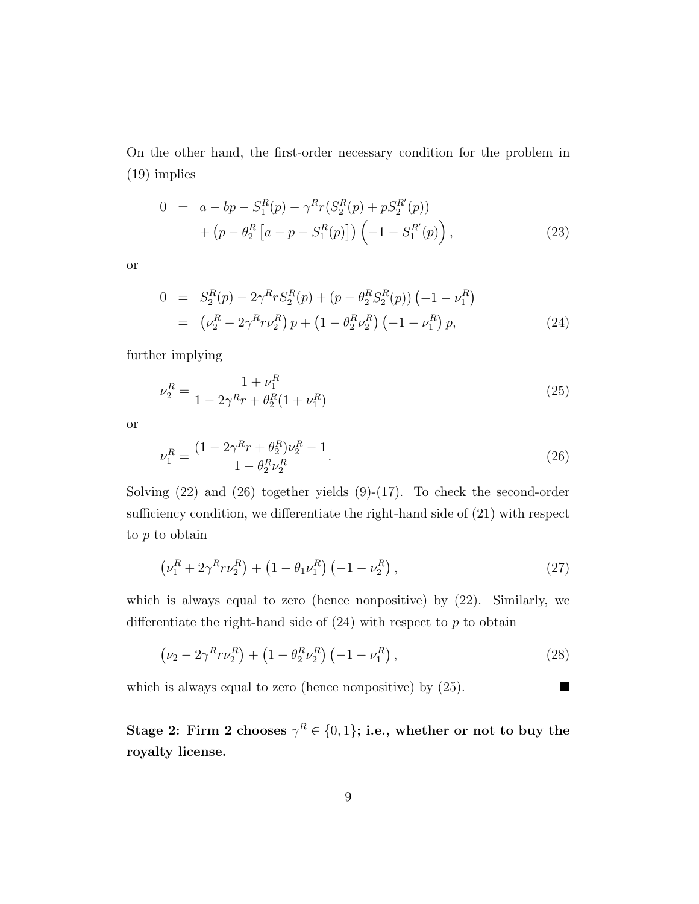On the other hand, the first-order necessary condition for the problem in (19) implies

$$
\begin{aligned}
0 &= a - bp - S_1^R(p) - \gamma^R r(S_2^R(p) + pS_2^{R'}(p)) \\
&\quad + \left(p - \theta_2^R \left[a - p - S_1^R(p)\right]\right)\left(-1 - S_1^{R'}(p)\right),
\end{aligned} \tag{23}
$$

or

$$
\begin{aligned}
0 &= S_2^R(p) - 2\gamma^R r S_2^R(p) + (p - \theta_2^R S_2^R(p))\left(-1 - \nu_1^R\right) \\
&= \left(\nu_2^R - 2\gamma^R r \nu_2^R\right)p + \left(1 - \theta_2^R \nu_2^R\right)\left(-1 - \nu_1^R\right)p,
\end{aligned} \tag{24}
$$

further implying

$$
\nu_2^R = \frac{1 + \nu_1^R}{1 - 2\gamma^R r + \theta_2^R(1 + \nu_1^R)} \tag{25}
$$

or

$$
\nu_1^R = \frac{(1 - 2\gamma^R r + \theta_2^R)\nu_2^R - 1}{1 - \theta_2^R \nu_2^R}. \tag{26}
$$

Solving (22) and (26) together yields (9)-(17). To check the second-order sufficiency condition, we differentiate the right-hand side of (21) with respect to $p$ to obtain

$$
\left(\nu_1^R + 2\gamma^R r \nu_2^R\right) + \left(1 - \theta_1 \nu_1^R\right)\left(-1 - \nu_2^R\right), \tag{27}
$$

which is always equal to zero (hence nonpositive) by (22). Similarly, we differentiate the right-hand side of (24) with respect to $p$ to obtain

$$
\left(\nu_2 - 2\gamma^R r \nu_2^R\right) + \left(1 - \theta_2^R \nu_2^R\right)\left(-1 - \nu_1^R\right), \tag{28}
$$

which is always equal to zero (hence nonpositive) by (25). ■

**Stage 2: Firm 2 chooses $\gamma^R \in \{0, 1\}$; i.e., whether or not to buy the royalty license.**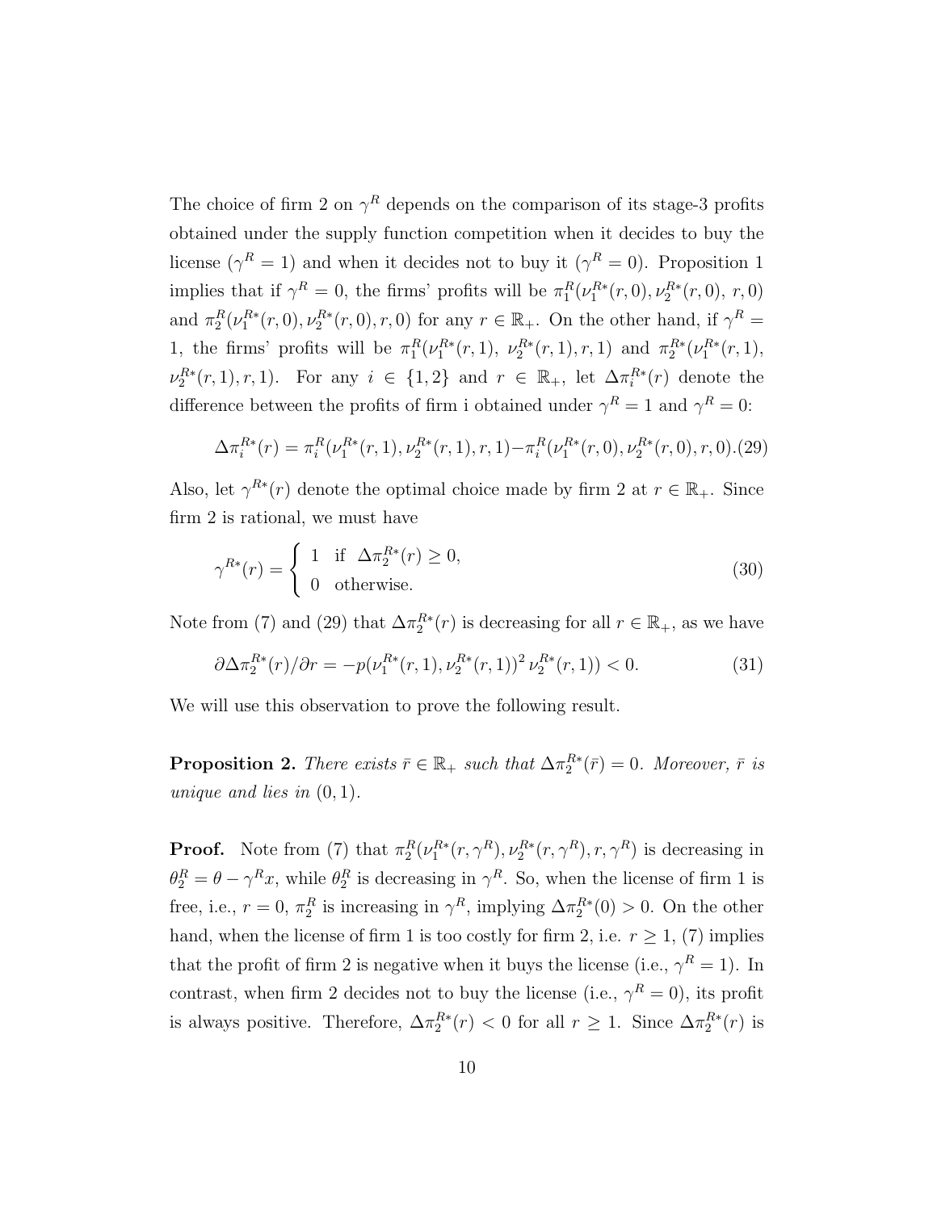The choice of firm 2 on $\gamma^R$ depends on the comparison of its stage-3 profits obtained under the supply function competition when it decides to buy the license ($\gamma^R = 1$) and when it decides not to buy it ($\gamma^R = 0$). Proposition 1 implies that if $\gamma^R = 0$, the firms' profits will be $\pi_1^R(\nu_1^{R*}(r,0), \nu_2^{R*}(r,0), r, 0)$ and $\pi_2^R(\nu_1^{R*}(r,0), \nu_2^{R*}(r,0), r, 0)$ for any $r \in \mathbb{R}_+$. On the other hand, if $\gamma^R = 1$, the firms' profits will be $\pi_1^R(\nu_1^{R*}(r,1), \nu_2^{R*}(r,1), r, 1)$ and $\pi_2^{R*}(\nu_1^{R*}(r,1), \nu_2^{R*}(r,1), r, 1)$. For any $i \in \{1,2\}$ and $r \in \mathbb{R}_+$, let $\Delta\pi_i^{R*}(r)$ denote the difference between the profits of firm i obtained under $\gamma^R = 1$ and $\gamma^R = 0$:

$$\Delta\pi_i^{R*}(r) = \pi_i^R(\nu_1^{R*}(r,1), \nu_2^{R*}(r,1), r, 1) - \pi_i^R(\nu_1^{R*}(r,0), \nu_2^{R*}(r,0), r, 0). \tag{29}$$

Also, let $\gamma^{R*}(r)$ denote the optimal choice made by firm 2 at $r \in \mathbb{R}_+$. Since firm 2 is rational, we must have

$$\gamma^{R*}(r) = \begin{cases} 1 & \text{if } \Delta\pi_2^{R*}(r) \geq 0, \\ 0 & \text{otherwise.} \end{cases} \tag{30}$$

Note from (7) and (29) that $\Delta\pi_2^{R*}(r)$ is decreasing for all $r \in \mathbb{R}_+$, as we have

$$\partial\Delta\pi_2^{R*}(r)/\partial r = -p(\nu_1^{R*}(r,1), \nu_2^{R*}(r,1))^2\, \nu_2^{R*}(r,1)) < 0. \tag{31}$$

We will use this observation to prove the following result.

**Proposition 2.** *There exists $\bar{r} \in \mathbb{R}_+$ such that $\Delta\pi_2^{R*}(\bar{r}) = 0$. Moreover, $\bar{r}$ is unique and lies in $(0,1)$.*

**Proof.** Note from (7) that $\pi_2^R(\nu_1^{R*}(r,\gamma^R), \nu_2^{R*}(r,\gamma^R), r, \gamma^R)$ is decreasing in $\theta_2^R = \theta - \gamma^R x$, while $\theta_2^R$ is decreasing in $\gamma^R$. So, when the license of firm 1 is free, i.e., $r = 0$, $\pi_2^R$ is increasing in $\gamma^R$, implying $\Delta\pi_2^{R*}(0) > 0$. On the other hand, when the license of firm 1 is too costly for firm 2, i.e. $r \geq 1$, (7) implies that the profit of firm 2 is negative when it buys the license (i.e., $\gamma^R = 1$). In contrast, when firm 2 decides not to buy the license (i.e., $\gamma^R = 0$), its profit is always positive. Therefore, $\Delta\pi_2^{R*}(r) < 0$ for all $r \geq 1$. Since $\Delta\pi_2^{R*}(r)$ is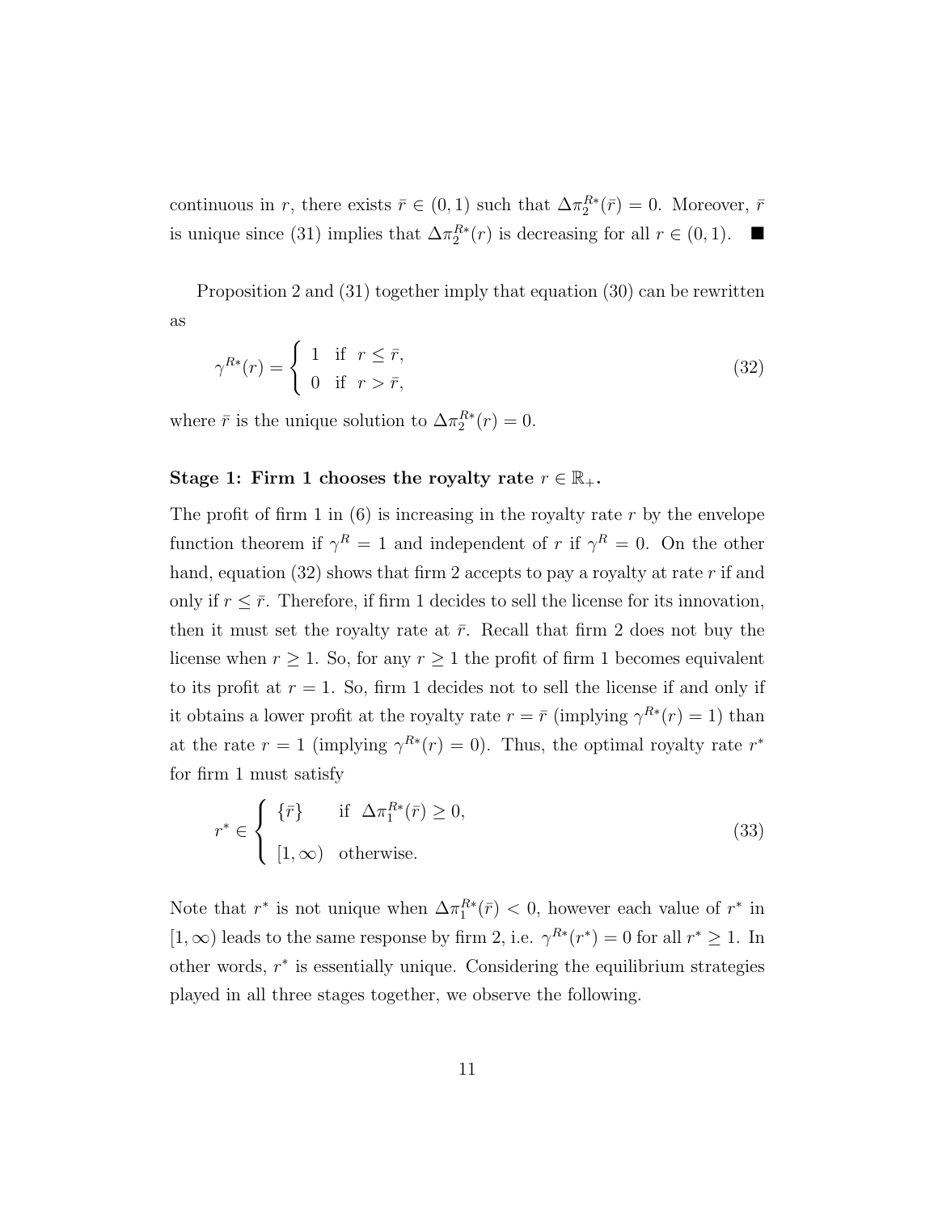continuous in $r$, there exists $\bar{r} \in (0, 1)$ such that $\Delta\pi_2^{R*}(\bar{r}) = 0$. Moreover, $\bar{r}$ is unique since (31) implies that $\Delta\pi_2^{R*}(r)$ is decreasing for all $r \in (0, 1)$. ■

Proposition 2 and (31) together imply that equation (30) can be rewritten as

$$\gamma^{R*}(r) = \begin{cases} 1 & \text{if } \ r \leq \bar{r}, \\ 0 & \text{if } \ r > \bar{r}, \end{cases} \tag{32}$$

where $\bar{r}$ is the unique solution to $\Delta\pi_2^{R*}(r) = 0$.

**Stage 1: Firm 1 chooses the royalty rate $r \in \mathbb{R}_+$.**

The profit of firm 1 in (6) is increasing in the royalty rate $r$ by the envelope function theorem if $\gamma^R = 1$ and independent of $r$ if $\gamma^R = 0$. On the other hand, equation (32) shows that firm 2 accepts to pay a royalty at rate $r$ if and only if $r \leq \bar{r}$. Therefore, if firm 1 decides to sell the license for its innovation, then it must set the royalty rate at $\bar{r}$. Recall that firm 2 does not buy the license when $r \geq 1$. So, for any $r \geq 1$ the profit of firm 1 becomes equivalent to its profit at $r = 1$. So, firm 1 decides not to sell the license if and only if it obtains a lower profit at the royalty rate $r = \bar{r}$ (implying $\gamma^{R*}(r) = 1$) than at the rate $r = 1$ (implying $\gamma^{R*}(r) = 0$). Thus, the optimal royalty rate $r^*$ for firm 1 must satisfy

$$r^* \in \begin{cases} \{\bar{r}\} & \text{if } \ \Delta\pi_1^{R*}(\bar{r}) \geq 0, \\ [1, \infty) & \text{otherwise.} \end{cases} \tag{33}$$

Note that $r^*$ is not unique when $\Delta\pi_1^{R*}(\bar{r}) < 0$, however each value of $r^*$ in $[1, \infty)$ leads to the same response by firm 2, i.e. $\gamma^{R*}(r^*) = 0$ for all $r^* \geq 1$. In other words, $r^*$ is essentially unique. Considering the equilibrium strategies played in all three stages together, we observe the following.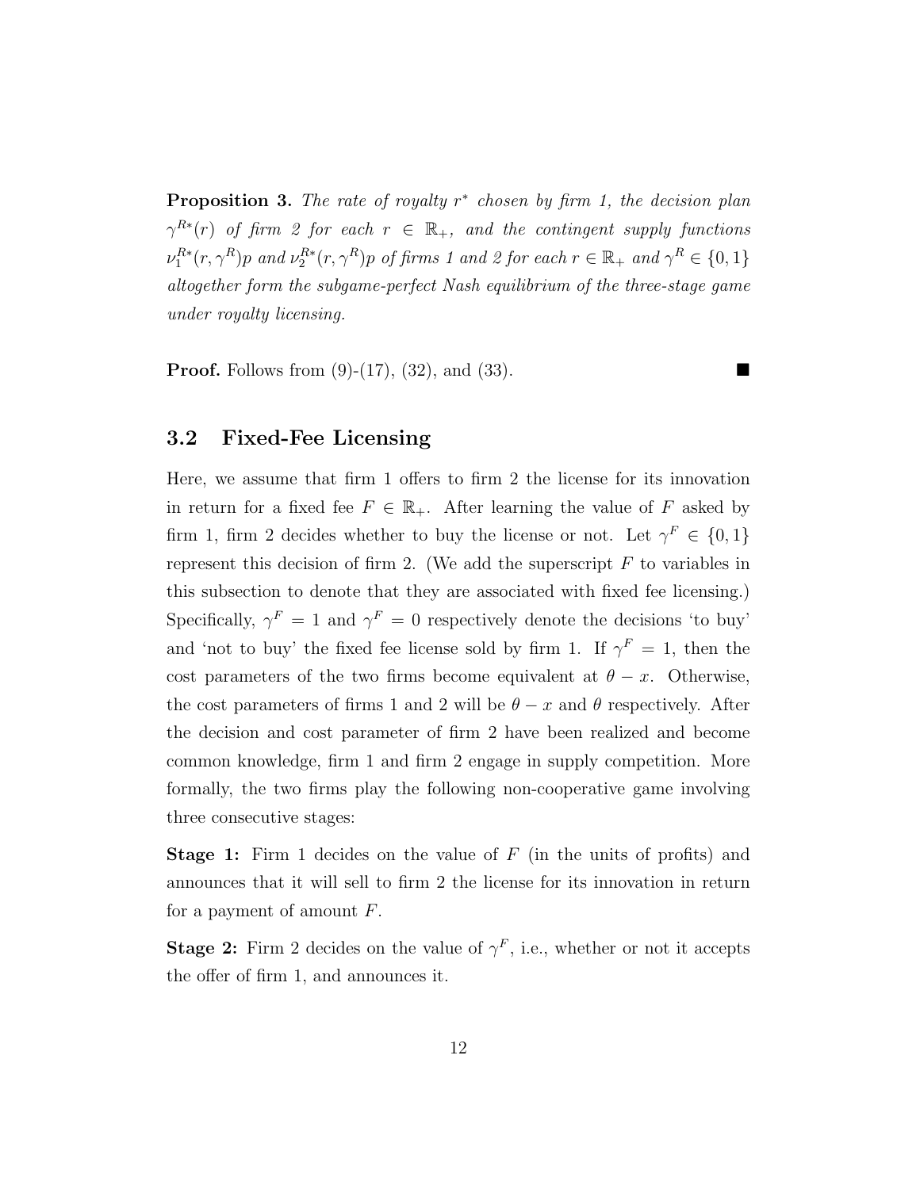**Proposition 3.** *The rate of royalty $r^*$ chosen by firm 1, the decision plan $\gamma^{R*}(r)$ of firm 2 for each $r \in \mathbb{R}_+$, and the contingent supply functions $\nu_1^{R*}(r, \gamma^R)p$ and $\nu_2^{R*}(r, \gamma^R)p$ of firms 1 and 2 for each $r \in \mathbb{R}_+$ and $\gamma^R \in \{0, 1\}$ altogether form the subgame-perfect Nash equilibrium of the three-stage game under royalty licensing.*

**Proof.** Follows from (9)-(17), (32), and (33). ■

## 3.2 Fixed-Fee Licensing

Here, we assume that firm 1 offers to firm 2 the license for its innovation in return for a fixed fee $F \in \mathbb{R}_+$. After learning the value of $F$ asked by firm 1, firm 2 decides whether to buy the license or not. Let $\gamma^F \in \{0, 1\}$ represent this decision of firm 2. (We add the superscript $F$ to variables in this subsection to denote that they are associated with fixed fee licensing.) Specifically, $\gamma^F = 1$ and $\gamma^F = 0$ respectively denote the decisions 'to buy' and 'not to buy' the fixed fee license sold by firm 1. If $\gamma^F = 1$, then the cost parameters of the two firms become equivalent at $\theta - x$. Otherwise, the cost parameters of firms 1 and 2 will be $\theta - x$ and $\theta$ respectively. After the decision and cost parameter of firm 2 have been realized and become common knowledge, firm 1 and firm 2 engage in supply competition. More formally, the two firms play the following non-cooperative game involving three consecutive stages:

**Stage 1:** Firm 1 decides on the value of $F$ (in the units of profits) and announces that it will sell to firm 2 the license for its innovation in return for a payment of amount $F$.

**Stage 2:** Firm 2 decides on the value of $\gamma^F$, i.e., whether or not it accepts the offer of firm 1, and announces it.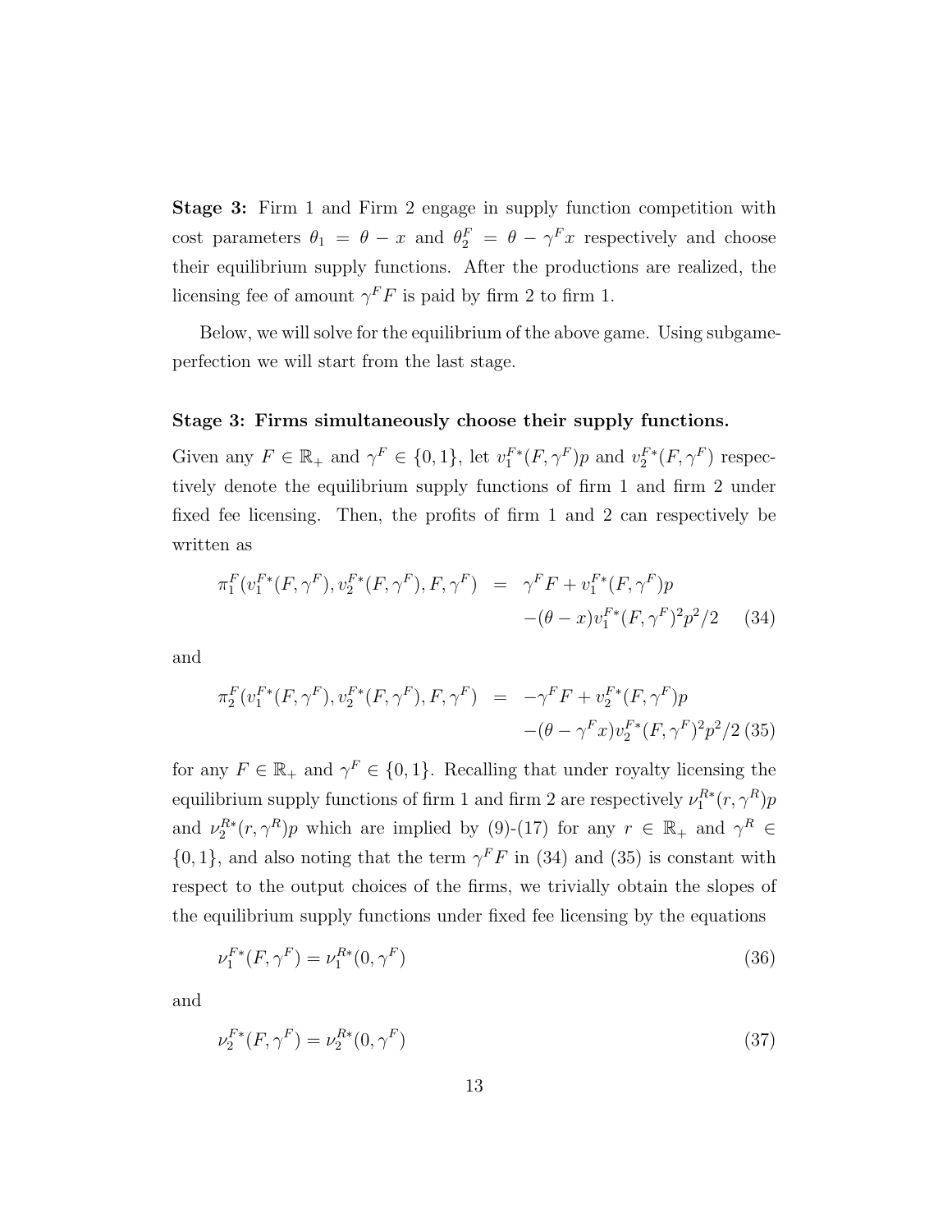**Stage 3:** Firm 1 and Firm 2 engage in supply function competition with cost parameters $\theta_1 = \theta - x$ and $\theta_2^F = \theta - \gamma^F x$ respectively and choose their equilibrium supply functions. After the productions are realized, the licensing fee of amount $\gamma^F F$ is paid by firm 2 to firm 1.

Below, we will solve for the equilibrium of the above game. Using subgame-perfection we will start from the last stage.

**Stage 3: Firms simultaneously choose their supply functions.**

Given any $F \in \mathbb{R}_+$ and $\gamma^F \in \{0, 1\}$, let $v_1^{F*}(F, \gamma^F)p$ and $v_2^{F*}(F, \gamma^F)$ respectively denote the equilibrium supply functions of firm 1 and firm 2 under fixed fee licensing. Then, the profits of firm 1 and 2 can respectively be written as

$$\begin{aligned} \pi_1^F(v_1^{F*}(F, \gamma^F), v_2^{F*}(F, \gamma^F), F, \gamma^F) &= \gamma^F F + v_1^{F*}(F, \gamma^F)p \\ &\quad -(\theta - x)v_1^{F*}(F, \gamma^F)^2 p^2/2 \end{aligned} \tag{34}$$

and

$$\begin{aligned} \pi_2^F(v_1^{F*}(F, \gamma^F), v_2^{F*}(F, \gamma^F), F, \gamma^F) &= -\gamma^F F + v_2^{F*}(F, \gamma^F)p \\ &\quad -(\theta - \gamma^F x)v_2^{F*}(F, \gamma^F)^2 p^2/2 \end{aligned} \tag{35}$$

for any $F \in \mathbb{R}_+$ and $\gamma^F \in \{0, 1\}$. Recalling that under royalty licensing the equilibrium supply functions of firm 1 and firm 2 are respectively $\nu_1^{R*}(r, \gamma^R)p$ and $\nu_2^{R*}(r, \gamma^R)p$ which are implied by (9)-(17) for any $r \in \mathbb{R}_+$ and $\gamma^R \in \{0, 1\}$, and also noting that the term $\gamma^F F$ in (34) and (35) is constant with respect to the output choices of the firms, we trivially obtain the slopes of the equilibrium supply functions under fixed fee licensing by the equations

$$\nu_1^{F*}(F, \gamma^F) = \nu_1^{R*}(0, \gamma^F) \tag{36}$$

and

$$\nu_2^{F*}(F, \gamma^F) = \nu_2^{R*}(0, \gamma^F) \tag{37}$$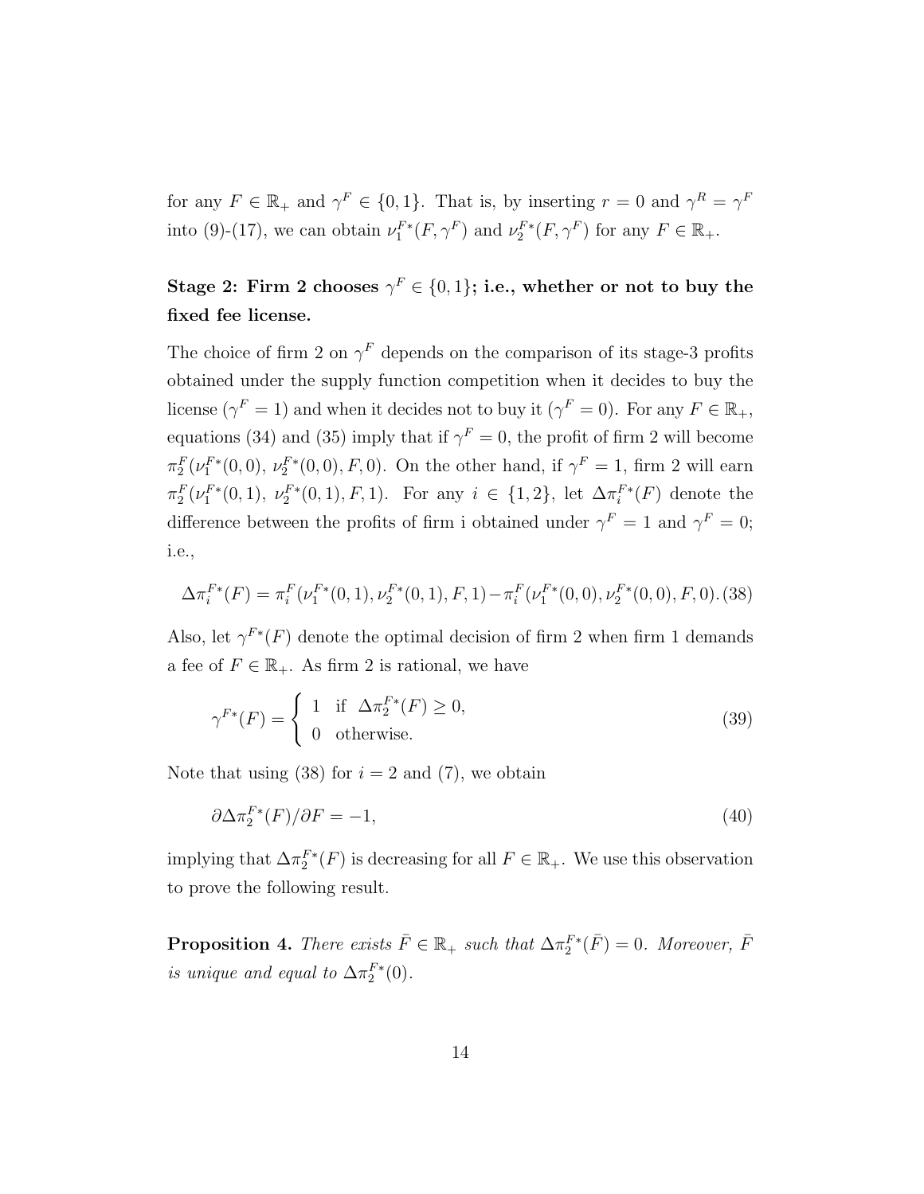for any $F \in \mathbb{R}_+$ and $\gamma^F \in \{0, 1\}$. That is, by inserting $r = 0$ and $\gamma^R = \gamma^F$ into (9)-(17), we can obtain $\nu_1^{F*}(F, \gamma^F)$ and $\nu_2^{F*}(F, \gamma^F)$ for any $F \in \mathbb{R}_+$.

**Stage 2: Firm 2 chooses $\gamma^F \in \{0, 1\}$; i.e., whether or not to buy the fixed fee license.**

The choice of firm 2 on $\gamma^F$ depends on the comparison of its stage-3 profits obtained under the supply function competition when it decides to buy the license ($\gamma^F = 1$) and when it decides not to buy it ($\gamma^F = 0$). For any $F \in \mathbb{R}_+$, equations (34) and (35) imply that if $\gamma^F = 0$, the profit of firm 2 will become $\pi_2^F(\nu_1^{F*}(0, 0),\ \nu_2^{F*}(0, 0), F, 0)$. On the other hand, if $\gamma^F = 1$, firm 2 will earn $\pi_2^F(\nu_1^{F*}(0, 1),\ \nu_2^{F*}(0, 1), F, 1)$. For any $i \in \{1, 2\}$, let $\Delta\pi_i^{F*}(F)$ denote the difference between the profits of firm i obtained under $\gamma^F = 1$ and $\gamma^F = 0$; i.e.,

$$\Delta\pi_i^{F*}(F) = \pi_i^F(\nu_1^{F*}(0, 1), \nu_2^{F*}(0, 1), F, 1) - \pi_i^F(\nu_1^{F*}(0, 0), \nu_2^{F*}(0, 0), F, 0). \quad (38)$$

Also, let $\gamma^{F*}(F)$ denote the optimal decision of firm 2 when firm 1 demands a fee of $F \in \mathbb{R}_+$. As firm 2 is rational, we have

$$\gamma^{F*}(F) = \begin{cases} 1 & \text{if } \Delta\pi_2^{F*}(F) \geq 0, \\ 0 & \text{otherwise.} \end{cases} \quad (39)$$

Note that using (38) for $i = 2$ and (7), we obtain

$$\partial\Delta\pi_2^{F*}(F)/\partial F = -1, \quad (40)$$

implying that $\Delta\pi_2^{F*}(F)$ is decreasing for all $F \in \mathbb{R}_+$. We use this observation to prove the following result.

**Proposition 4.** *There exists $\bar{F} \in \mathbb{R}_+$ such that $\Delta\pi_2^{F*}(\bar{F}) = 0$. Moreover, $\bar{F}$ is unique and equal to $\Delta\pi_2^{F*}(0)$.*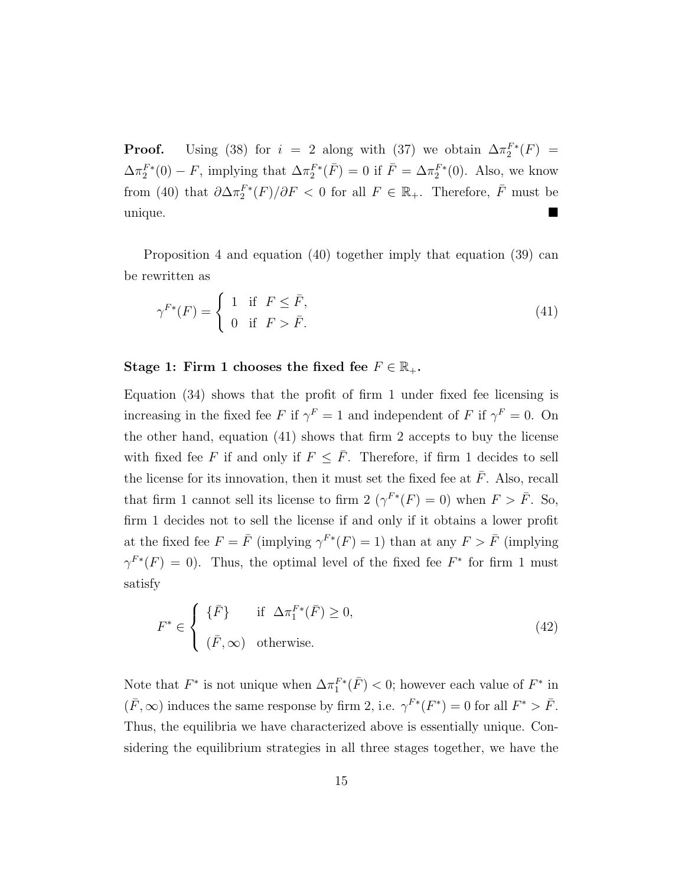**Proof.** Using (38) for $i = 2$ along with (37) we obtain $\Delta\pi_2^{F*}(F) = \Delta\pi_2^{F*}(0) - F$, implying that $\Delta\pi_2^{F*}(\bar{F}) = 0$ if $\bar{F} = \Delta\pi_2^{F*}(0)$. Also, we know from (40) that $\partial\Delta\pi_2^{F*}(F)/\partial F < 0$ for all $F \in \mathbb{R}_+$. Therefore, $\bar{F}$ must be unique. ■

Proposition 4 and equation (40) together imply that equation (39) can be rewritten as

$$\gamma^{F*}(F) = \begin{cases} 1 & \text{if } F \leq \bar{F}, \\ 0 & \text{if } F > \bar{F}. \end{cases} \tag{41}$$

**Stage 1: Firm 1 chooses the fixed fee $F \in \mathbb{R}_+$.**

Equation (34) shows that the profit of firm 1 under fixed fee licensing is increasing in the fixed fee $F$ if $\gamma^F = 1$ and independent of $F$ if $\gamma^F = 0$. On the other hand, equation (41) shows that firm 2 accepts to buy the license with fixed fee $F$ if and only if $F \leq \bar{F}$. Therefore, if firm 1 decides to sell the license for its innovation, then it must set the fixed fee at $\bar{F}$. Also, recall that firm 1 cannot sell its license to firm 2 ($\gamma^{F*}(F) = 0$) when $F > \bar{F}$. So, firm 1 decides not to sell the license if and only if it obtains a lower profit at the fixed fee $F = \bar{F}$ (implying $\gamma^{F*}(F) = 1$) than at any $F > \bar{F}$ (implying $\gamma^{F*}(F) = 0$). Thus, the optimal level of the fixed fee $F^*$ for firm 1 must satisfy

$$F^* \in \begin{cases} \{\bar{F}\} & \text{if } \Delta\pi_1^{F*}(\bar{F}) \geq 0, \\ (\bar{F}, \infty) & \text{otherwise.} \end{cases} \tag{42}$$

Note that $F^*$ is not unique when $\Delta\pi_1^{F*}(\bar{F}) < 0$; however each value of $F^*$ in $(\bar{F}, \infty)$ induces the same response by firm 2, i.e. $\gamma^{F*}(F^*) = 0$ for all $F^* > \bar{F}$. Thus, the equilibria we have characterized above is essentially unique. Considering the equilibrium strategies in all three stages together, we have the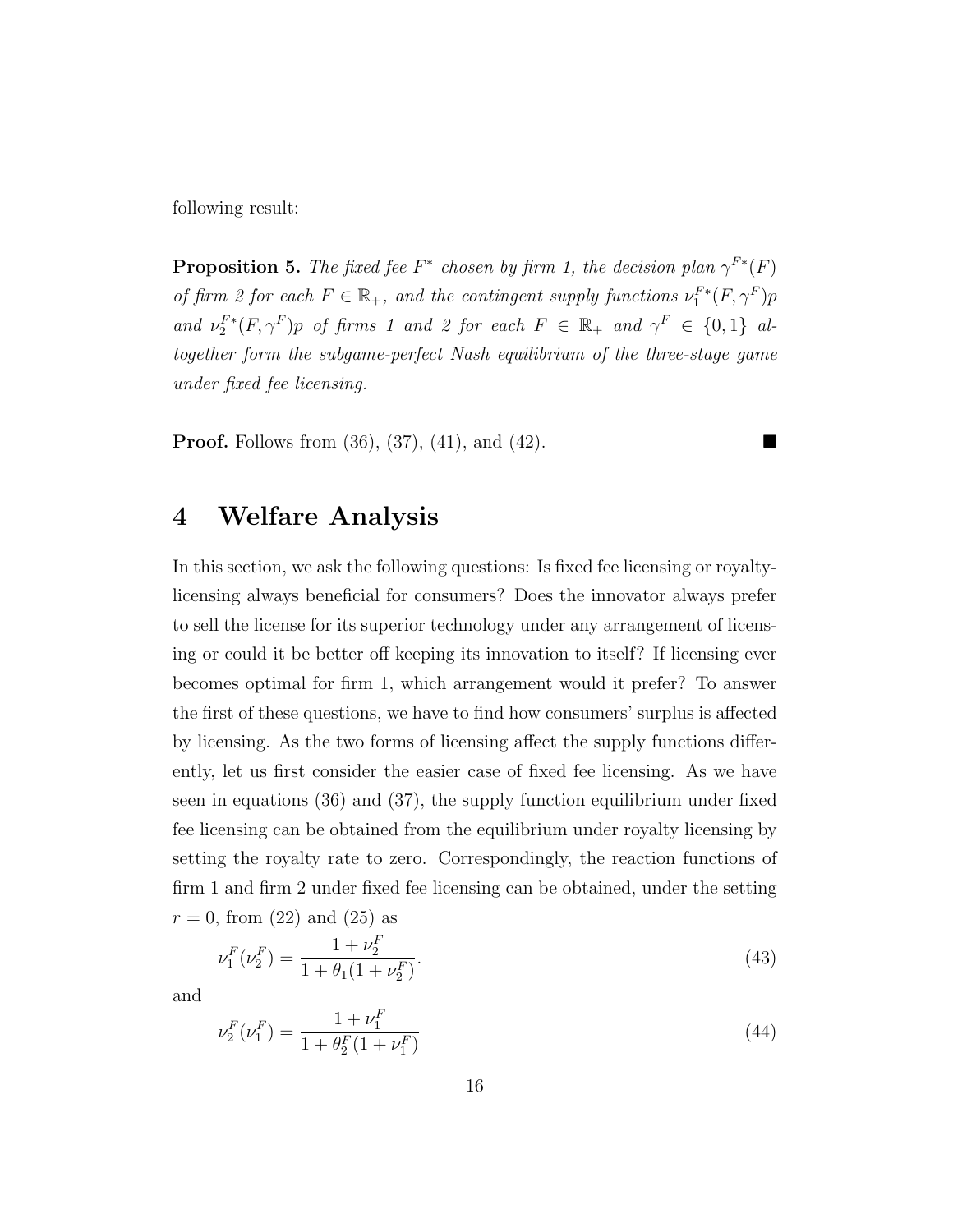following result:

**Proposition 5.** *The fixed fee $F^*$ chosen by firm 1, the decision plan $\gamma^{F*}(F)$ of firm 2 for each $F \in \mathbb{R}_+$, and the contingent supply functions $\nu_1^{F*}(F, \gamma^F)p$ and $\nu_2^{F*}(F, \gamma^F)p$ of firms 1 and 2 for each $F \in \mathbb{R}_+$ and $\gamma^F \in \{0, 1\}$ altogether form the subgame-perfect Nash equilibrium of the three-stage game under fixed fee licensing.*

**Proof.** Follows from (36), (37), (41), and (42). ■

# 4 Welfare Analysis

In this section, we ask the following questions: Is fixed fee licensing or royalty-licensing always beneficial for consumers? Does the innovator always prefer to sell the license for its superior technology under any arrangement of licensing or could it be better off keeping its innovation to itself? If licensing ever becomes optimal for firm 1, which arrangement would it prefer? To answer the first of these questions, we have to find how consumers' surplus is affected by licensing. As the two forms of licensing affect the supply functions differently, let us first consider the easier case of fixed fee licensing. As we have seen in equations (36) and (37), the supply function equilibrium under fixed fee licensing can be obtained from the equilibrium under royalty licensing by setting the royalty rate to zero. Correspondingly, the reaction functions of firm 1 and firm 2 under fixed fee licensing can be obtained, under the setting $r = 0$, from (22) and (25) as

$$\nu_1^F(\nu_2^F) = \frac{1 + \nu_2^F}{1 + \theta_1(1 + \nu_2^F)}. \tag{43}$$

and

$$\nu_2^F(\nu_1^F) = \frac{1 + \nu_1^F}{1 + \theta_2^F(1 + \nu_1^F)} \tag{44}$$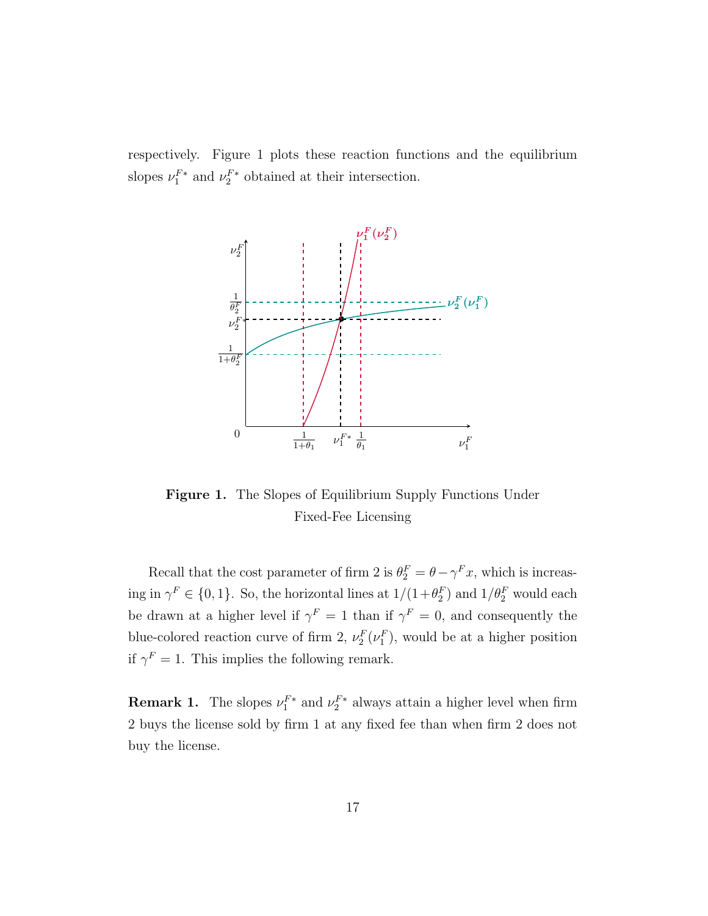respectively. Figure 1 plots these reaction functions and the equilibrium slopes $\nu_1^{F*}$ and $\nu_2^{F*}$ obtained at their intersection.

**Figure 1.** The Slopes of Equilibrium Supply Functions Under Fixed-Fee Licensing

Recall that the cost parameter of firm 2 is $\theta_2^F = \theta - \gamma^F x$, which is increasing in $\gamma^F \in \{0, 1\}$. So, the horizontal lines at $1/(1+\theta_2^F)$ and $1/\theta_2^F$ would each be drawn at a higher level if $\gamma^F = 1$ than if $\gamma^F = 0$, and consequently the blue-colored reaction curve of firm 2, $\nu_2^F(\nu_1^F)$, would be at a higher position if $\gamma^F = 1$. This implies the following remark.

**Remark 1.** The slopes $\nu_1^{F*}$ and $\nu_2^{F*}$ always attain a higher level when firm 2 buys the license sold by firm 1 at any fixed fee than when firm 2 does not buy the license.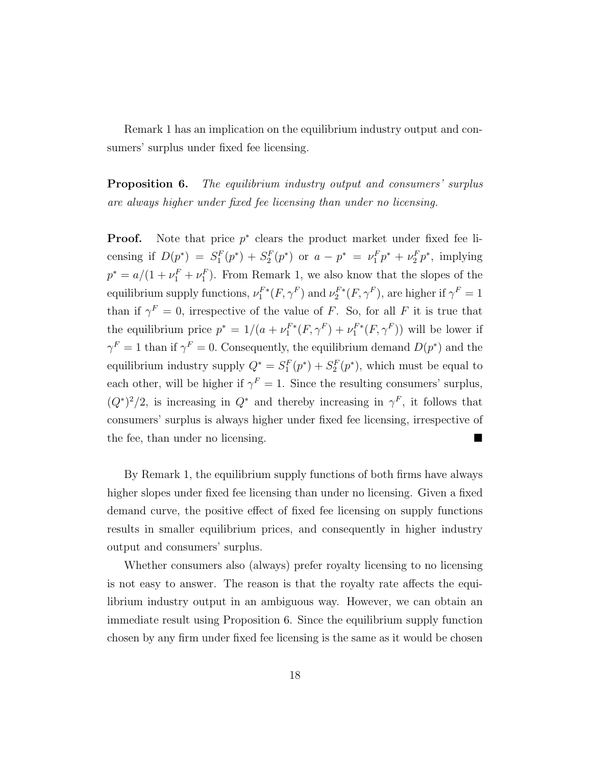Remark 1 has an implication on the equilibrium industry output and consumers' surplus under fixed fee licensing.

**Proposition 6.** *The equilibrium industry output and consumers' surplus are always higher under fixed fee licensing than under no licensing.*

**Proof.** Note that price $p^*$ clears the product market under fixed fee licensing if $D(p^*) = S_1^F(p^*) + S_2^F(p^*)$ or $a - p^* = \nu_1^F p^* + \nu_2^F p^*$, implying $p^* = a/(1 + \nu_1^F + \nu_1^F)$. From Remark 1, we also know that the slopes of the equilibrium supply functions, $\nu_1^{F*}(F, \gamma^F)$ and $\nu_2^{F*}(F, \gamma^F)$, are higher if $\gamma^F = 1$ than if $\gamma^F = 0$, irrespective of the value of $F$. So, for all $F$ it is true that the equilibrium price $p^* = 1/(a + \nu_1^{F*}(F, \gamma^F) + \nu_1^{F*}(F, \gamma^F))$ will be lower if $\gamma^F = 1$ than if $\gamma^F = 0$. Consequently, the equilibrium demand $D(p^*)$ and the equilibrium industry supply $Q^* = S_1^F(p^*) + S_2^F(p^*)$, which must be equal to each other, will be higher if $\gamma^F = 1$. Since the resulting consumers' surplus, $(Q^*)^2/2$, is increasing in $Q^*$ and thereby increasing in $\gamma^F$, it follows that consumers' surplus is always higher under fixed fee licensing, irrespective of the fee, than under no licensing. ■

By Remark 1, the equilibrium supply functions of both firms have always higher slopes under fixed fee licensing than under no licensing. Given a fixed demand curve, the positive effect of fixed fee licensing on supply functions results in smaller equilibrium prices, and consequently in higher industry output and consumers' surplus.

Whether consumers also (always) prefer royalty licensing to no licensing is not easy to answer. The reason is that the royalty rate affects the equilibrium industry output in an ambiguous way. However, we can obtain an immediate result using Proposition 6. Since the equilibrium supply function chosen by any firm under fixed fee licensing is the same as it would be chosen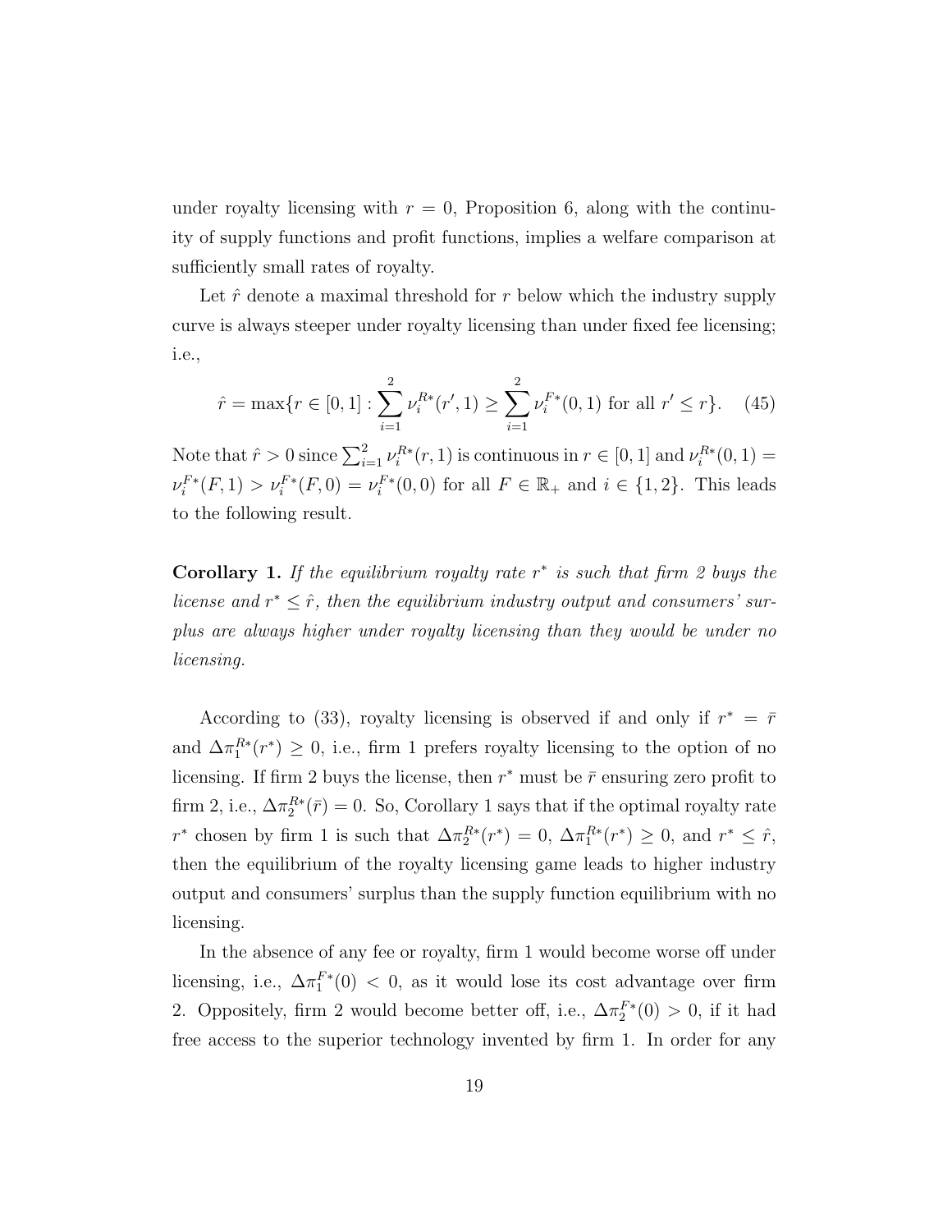under royalty licensing with $r = 0$, Proposition 6, along with the continuity of supply functions and profit functions, implies a welfare comparison at sufficiently small rates of royalty.

Let $\hat{r}$ denote a maximal threshold for $r$ below which the industry supply curve is always steeper under royalty licensing than under fixed fee licensing; i.e.,

$$\hat{r} = \max\{r \in [0,1] : \sum_{i=1}^{2} \nu_i^{R*}(r', 1) \geq \sum_{i=1}^{2} \nu_i^{F*}(0,1) \text{ for all } r' \leq r\}. \quad (45)$$

Note that $\hat{r} > 0$ since $\sum_{i=1}^{2} \nu_i^{R*}(r, 1)$ is continuous in $r \in [0, 1]$ and $\nu_i^{R*}(0, 1) = \nu_i^{F*}(F, 1) > \nu_i^{F*}(F, 0) = \nu_i^{F*}(0, 0)$ for all $F \in \mathbb{R}_+$ and $i \in \{1, 2\}$. This leads to the following result.

**Corollary 1.** *If the equilibrium royalty rate $r^*$ is such that firm 2 buys the license and $r^* \leq \hat{r}$, then the equilibrium industry output and consumers' surplus are always higher under royalty licensing than they would be under no licensing.*

According to (33), royalty licensing is observed if and only if $r^* = \bar{r}$ and $\Delta\pi_1^{R*}(r^*) \geq 0$, i.e., firm 1 prefers royalty licensing to the option of no licensing. If firm 2 buys the license, then $r^*$ must be $\bar{r}$ ensuring zero profit to firm 2, i.e., $\Delta\pi_2^{R*}(\bar{r}) = 0$. So, Corollary 1 says that if the optimal royalty rate $r^*$ chosen by firm 1 is such that $\Delta\pi_2^{R*}(r^*) = 0$, $\Delta\pi_1^{R*}(r^*) \geq 0$, and $r^* \leq \hat{r}$, then the equilibrium of the royalty licensing game leads to higher industry output and consumers' surplus than the supply function equilibrium with no licensing.

In the absence of any fee or royalty, firm 1 would become worse off under licensing, i.e., $\Delta\pi_1^{F*}(0) < 0$, as it would lose its cost advantage over firm 2. Oppositely, firm 2 would become better off, i.e., $\Delta\pi_2^{F*}(0) > 0$, if it had free access to the superior technology invented by firm 1. In order for any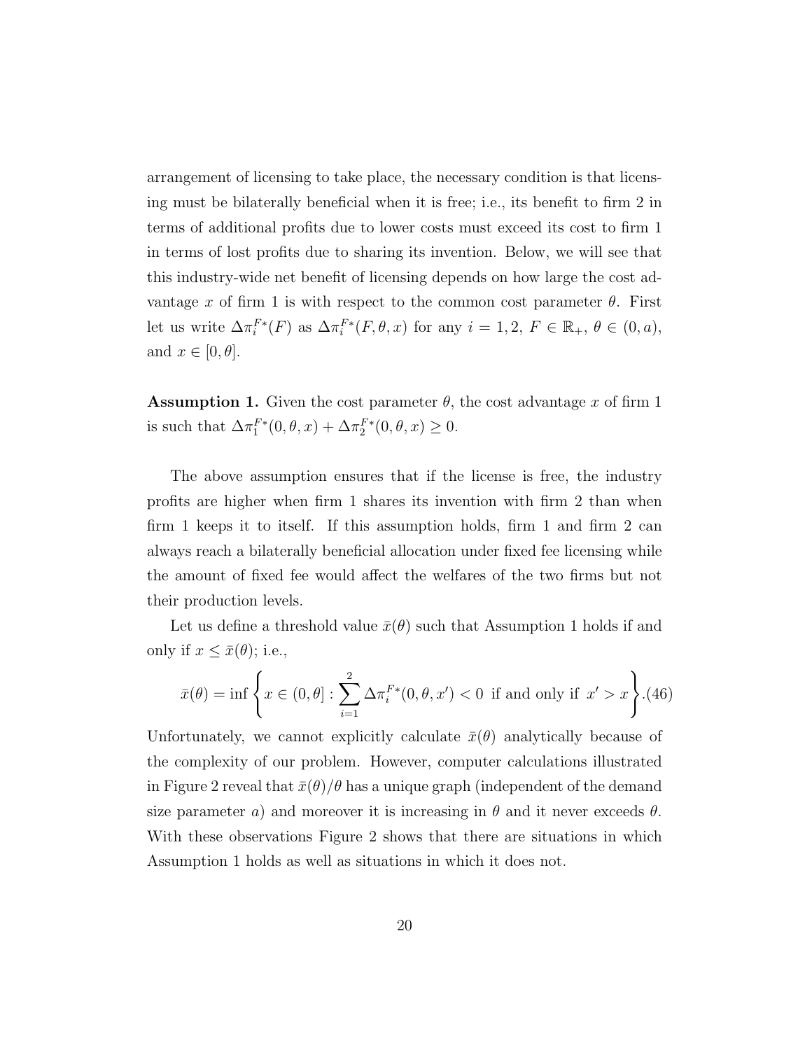arrangement of licensing to take place, the necessary condition is that licensing must be bilaterally beneficial when it is free; i.e., its benefit to firm 2 in terms of additional profits due to lower costs must exceed its cost to firm 1 in terms of lost profits due to sharing its invention. Below, we will see that this industry-wide net benefit of licensing depends on how large the cost advantage $x$ of firm 1 is with respect to the common cost parameter $\theta$. First let us write $\Delta\pi_i^{F*}(F)$ as $\Delta\pi_i^{F*}(F, \theta, x)$ for any $i = 1, 2$, $F \in \mathbb{R}_+$, $\theta \in (0, a)$, and $x \in [0, \theta]$.

**Assumption 1.** Given the cost parameter $\theta$, the cost advantage $x$ of firm 1 is such that $\Delta\pi_1^{F*}(0, \theta, x) + \Delta\pi_2^{F*}(0, \theta, x) \geq 0$.

The above assumption ensures that if the license is free, the industry profits are higher when firm 1 shares its invention with firm 2 than when firm 1 keeps it to itself. If this assumption holds, firm 1 and firm 2 can always reach a bilaterally beneficial allocation under fixed fee licensing while the amount of fixed fee would affect the welfares of the two firms but not their production levels.

Let us define a threshold value $\bar{x}(\theta)$ such that Assumption 1 holds if and only if $x \leq \bar{x}(\theta)$; i.e.,

$$\bar{x}(\theta) = \inf \left\{ x \in (0, \theta] : \sum_{i=1}^{2} \Delta\pi_i^{F*}(0, \theta, x') < 0 \text{ if and only if } x' > x \right\}. \quad (46)$$

Unfortunately, we cannot explicitly calculate $\bar{x}(\theta)$ analytically because of the complexity of our problem. However, computer calculations illustrated in Figure 2 reveal that $\bar{x}(\theta)/\theta$ has a unique graph (independent of the demand size parameter $a$) and moreover it is increasing in $\theta$ and it never exceeds $\theta$. With these observations Figure 2 shows that there are situations in which Assumption 1 holds as well as situations in which it does not.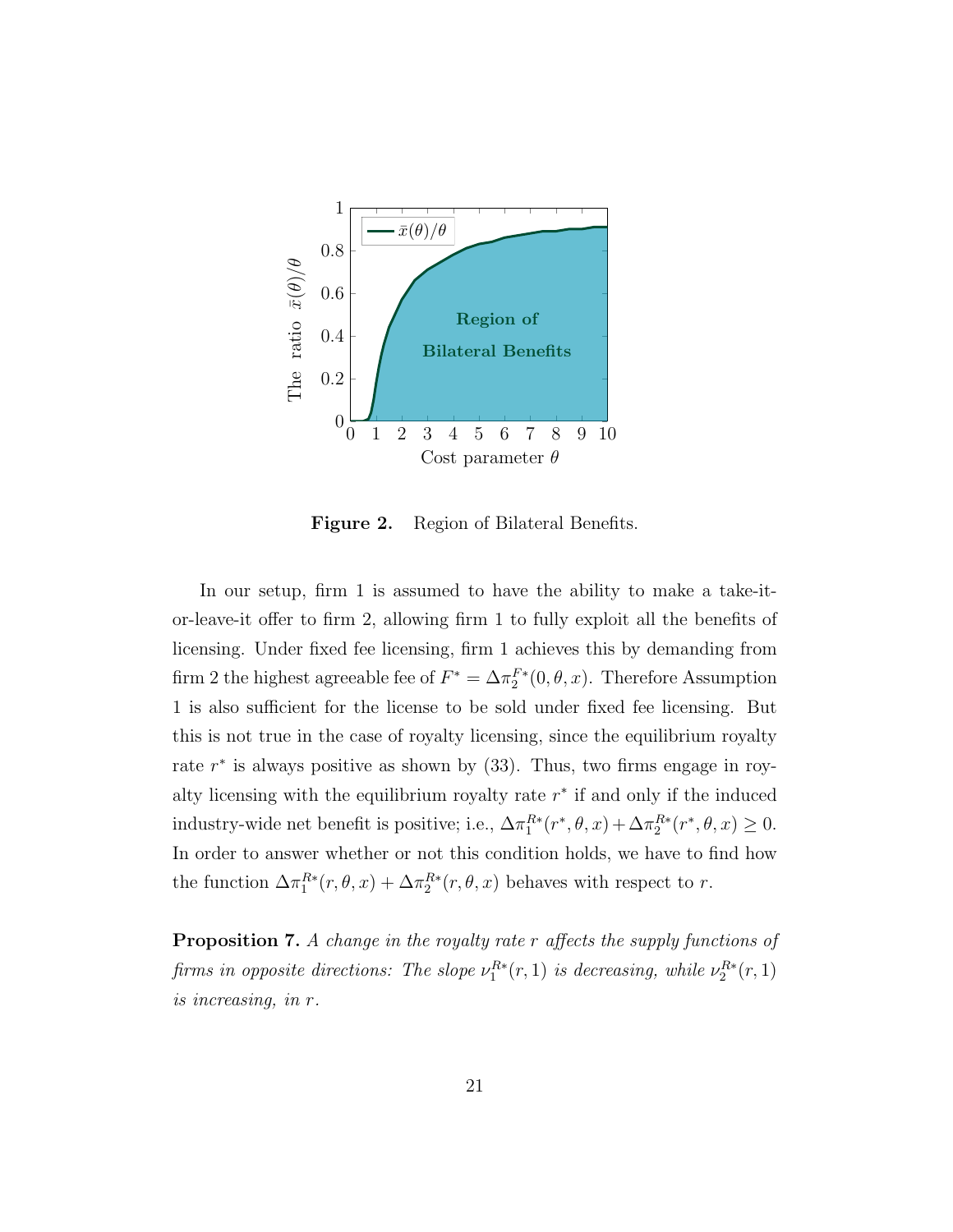**Figure 2.** Region of Bilateral Benefits.

In our setup, firm 1 is assumed to have the ability to make a take-it-or-leave-it offer to firm 2, allowing firm 1 to fully exploit all the benefits of licensing. Under fixed fee licensing, firm 1 achieves this by demanding from firm 2 the highest agreeable fee of $F^* = \Delta\pi_2^{F*}(0, \theta, x)$. Therefore Assumption 1 is also sufficient for the license to be sold under fixed fee licensing. But this is not true in the case of royalty licensing, since the equilibrium royalty rate $r^*$ is always positive as shown by (33). Thus, two firms engage in royalty licensing with the equilibrium royalty rate $r^*$ if and only if the induced industry-wide net benefit is positive; i.e., $\Delta\pi_1^{R*}(r^*, \theta, x) + \Delta\pi_2^{R*}(r^*, \theta, x) \geq 0$. In order to answer whether or not this condition holds, we have to find how the function $\Delta\pi_1^{R*}(r, \theta, x) + \Delta\pi_2^{R*}(r, \theta, x)$ behaves with respect to $r$.

**Proposition 7.** *A change in the royalty rate $r$ affects the supply functions of firms in opposite directions: The slope $\nu_1^{R*}(r, 1)$ is decreasing, while $\nu_2^{R*}(r, 1)$ is increasing, in $r$.*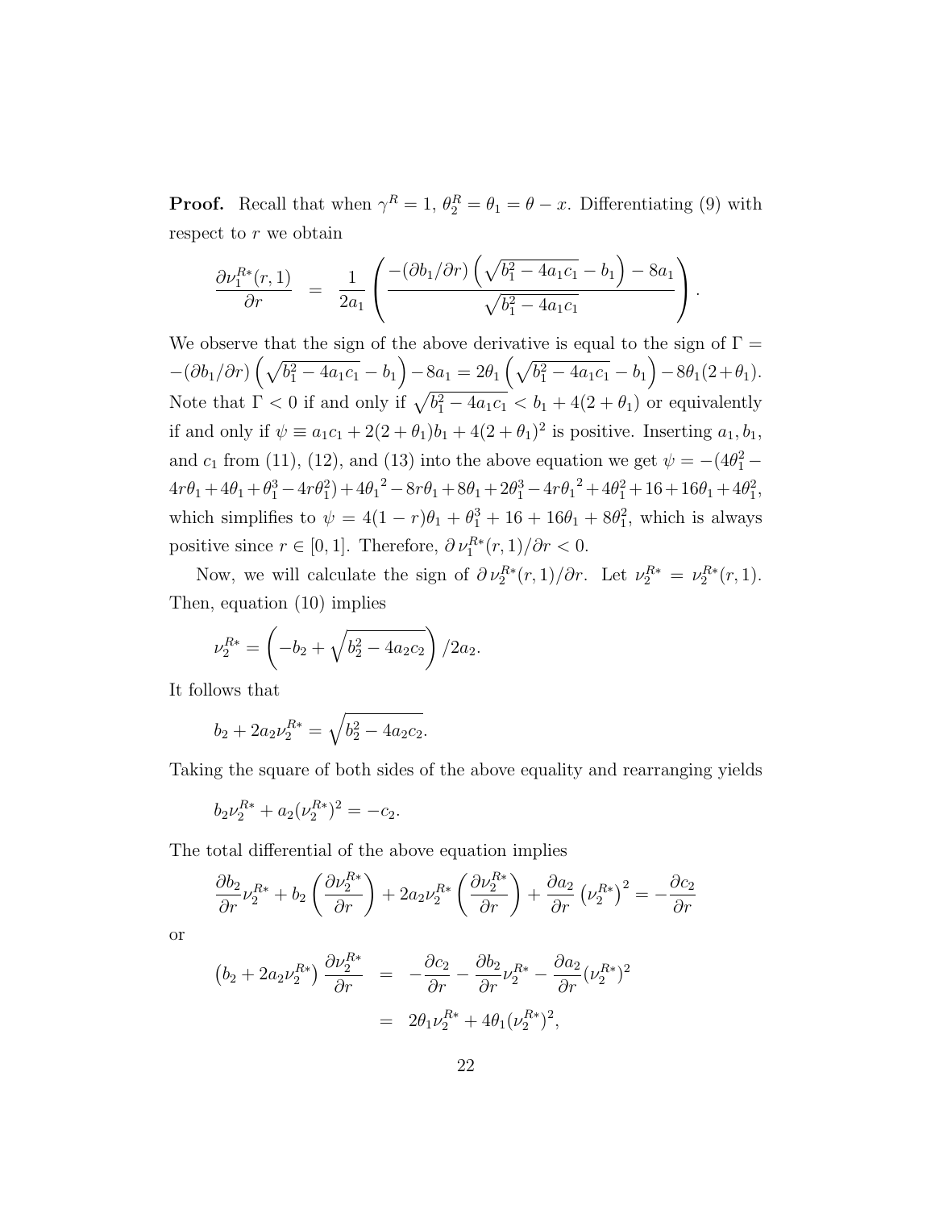**Proof.** Recall that when $\gamma^R = 1$, $\theta_2^R = \theta_1 = \theta - x$. Differentiating (9) with respect to $r$ we obtain

$$\frac{\partial \nu_1^{R*}(r,1)}{\partial r} \;=\; \frac{1}{2a_1}\left(\frac{-(\partial b_1/\partial r)\left(\sqrt{b_1^2-4a_1c_1}-b_1\right)-8a_1}{\sqrt{b_1^2-4a_1c_1}}\right).$$

We observe that the sign of the above derivative is equal to the sign of $\Gamma = -(\partial b_1/\partial r)\left(\sqrt{b_1^2-4a_1c_1}-b_1\right)-8a_1 = 2\theta_1\left(\sqrt{b_1^2-4a_1c_1}-b_1\right)-8\theta_1(2+\theta_1)$. Note that $\Gamma < 0$ if and only if $\sqrt{b_1^2-4a_1c_1} < b_1 + 4(2+\theta_1)$ or equivalently if and only if $\psi \equiv a_1c_1 + 2(2+\theta_1)b_1 + 4(2+\theta_1)^2$ is positive. Inserting $a_1, b_1$, and $c_1$ from (11), (12), and (13) into the above equation we get $\psi = -(4\theta_1^2 - 4r\theta_1 + 4\theta_1 + \theta_1^3 - 4r\theta_1^2) + 4{\theta_1}^2 - 8r\theta_1 + 8\theta_1 + 2\theta_1^3 - 4r{\theta_1}^2 + 4\theta_1^2 + 16 + 16\theta_1 + 4\theta_1^2$, which simplifies to $\psi = 4(1-r)\theta_1 + \theta_1^3 + 16 + 16\theta_1 + 8\theta_1^2$, which is always positive since $r \in [0,1]$. Therefore, $\partial\, \nu_1^{R*}(r,1)/\partial r < 0$.

Now, we will calculate the sign of $\partial\, \nu_2^{R*}(r,1)/\partial r$. Let $\nu_2^{R*} = \nu_2^{R*}(r,1)$. Then, equation (10) implies

$$\nu_2^{R*} = \left(-b_2 + \sqrt{b_2^2 - 4a_2c_2}\right)/2a_2.$$

It follows that

$$b_2 + 2a_2\nu_2^{R*} = \sqrt{b_2^2 - 4a_2c_2}.$$

Taking the square of both sides of the above equality and rearranging yields

$$b_2\nu_2^{R*} + a_2(\nu_2^{R*})^2 = -c_2.$$

The total differential of the above equation implies

$$\frac{\partial b_2}{\partial r}\nu_2^{R*} + b_2\left(\frac{\partial \nu_2^{R*}}{\partial r}\right) + 2a_2\nu_2^{R*}\left(\frac{\partial \nu_2^{R*}}{\partial r}\right) + \frac{\partial a_2}{\partial r}\left(\nu_2^{R*}\right)^2 = -\frac{\partial c_2}{\partial r}$$

or

$$\begin{aligned}\left(b_2 + 2a_2\nu_2^{R*}\right)\frac{\partial \nu_2^{R*}}{\partial r} &= -\frac{\partial c_2}{\partial r} - \frac{\partial b_2}{\partial r}\nu_2^{R*} - \frac{\partial a_2}{\partial r}(\nu_2^{R*})^2 \\ &= 2\theta_1\nu_2^{R*} + 4\theta_1(\nu_2^{R*})^2,\end{aligned}$$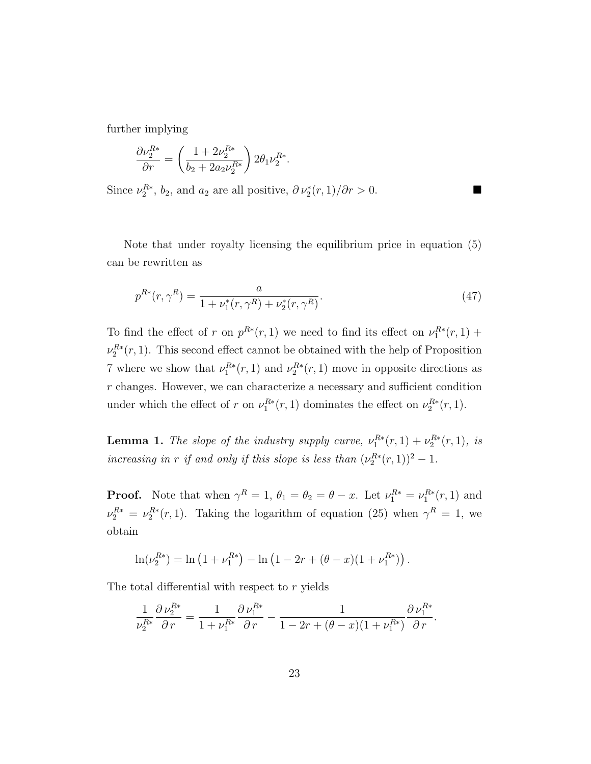further implying

$$\frac{\partial \nu_2^{R*}}{\partial r} = \left( \frac{1 + 2\nu_2^{R*}}{b_2 + 2a_2\nu_2^{R*}} \right) 2\theta_1 \nu_2^{R*}.$$

Since $\nu_2^{R*}$, $b_2$, and $a_2$ are all positive, $\partial\, \nu_2^*(r,1)/\partial r > 0$. ■

Note that under royalty licensing the equilibrium price in equation (5) can be rewritten as

$$p^{R*}(r, \gamma^R) = \frac{a}{1 + \nu_1^*(r, \gamma^R) + \nu_2^*(r, \gamma^R)}. \tag{47}$$

To find the effect of $r$ on $p^{R*}(r, 1)$ we need to find its effect on $\nu_1^{R*}(r, 1) + \nu_2^{R*}(r, 1)$. This second effect cannot be obtained with the help of Proposition 7 where we show that $\nu_1^{R*}(r, 1)$ and $\nu_2^{R*}(r, 1)$ move in opposite directions as $r$ changes. However, we can characterize a necessary and sufficient condition under which the effect of $r$ on $\nu_1^{R*}(r, 1)$ dominates the effect on $\nu_2^{R*}(r, 1)$.

**Lemma 1.** *The slope of the industry supply curve, $\nu_1^{R*}(r, 1) + \nu_2^{R*}(r, 1)$, is increasing in $r$ if and only if this slope is less than $(\nu_2^{R*}(r, 1))^2 - 1$.*

**Proof.** Note that when $\gamma^R = 1$, $\theta_1 = \theta_2 = \theta - x$. Let $\nu_1^{R*} = \nu_1^{R*}(r, 1)$ and $\nu_2^{R*} = \nu_2^{R*}(r, 1)$. Taking the logarithm of equation (25) when $\gamma^R = 1$, we obtain

$$\ln(\nu_2^{R*}) = \ln\left(1 + \nu_1^{R*}\right) - \ln\left(1 - 2r + (\theta - x)(1 + \nu_1^{R*})\right).$$

The total differential with respect to $r$ yields

$$\frac{1}{\nu_2^{R*}} \frac{\partial\, \nu_2^{R*}}{\partial\, r} = \frac{1}{1 + \nu_1^{R*}} \frac{\partial\, \nu_1^{R*}}{\partial\, r} - \frac{1}{1 - 2r + (\theta - x)(1 + \nu_1^{R*})} \frac{\partial\, \nu_1^{R*}}{\partial\, r}.$$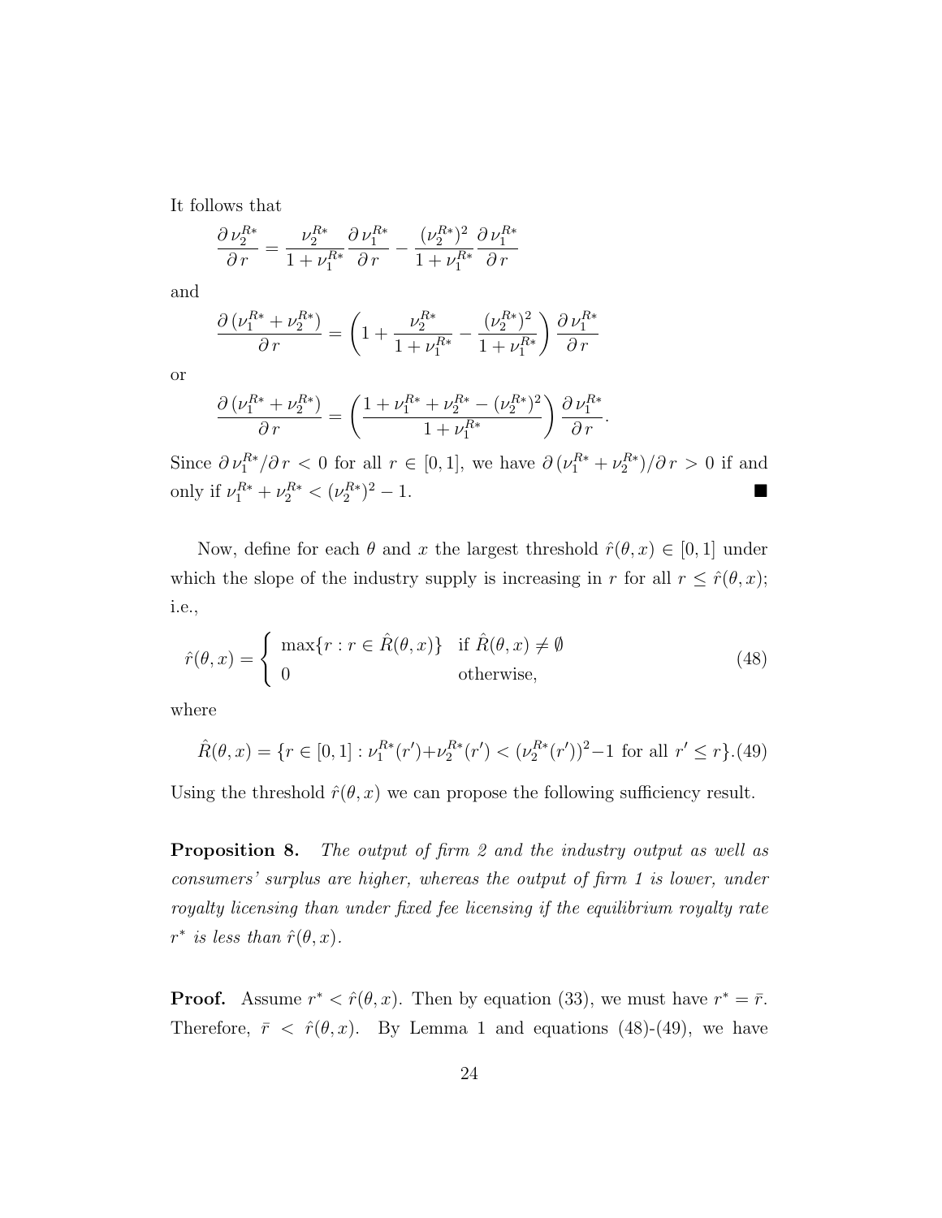It follows that

$$\frac{\partial \nu_2^{R*}}{\partial r} = \frac{\nu_2^{R*}}{1+\nu_1^{R*}} \frac{\partial \nu_1^{R*}}{\partial r} - \frac{(\nu_2^{R*})^2}{1+\nu_1^{R*}} \frac{\partial \nu_1^{R*}}{\partial r}$$

and

$$\frac{\partial \,(\nu_1^{R*}+\nu_2^{R*})}{\partial r} = \left(1 + \frac{\nu_2^{R*}}{1+\nu_1^{R*}} - \frac{(\nu_2^{R*})^2}{1+\nu_1^{R*}}\right) \frac{\partial \nu_1^{R*}}{\partial r}$$

or

$$\frac{\partial \,(\nu_1^{R*}+\nu_2^{R*})}{\partial r} = \left(\frac{1+\nu_1^{R*}+\nu_2^{R*}-(\nu_2^{R*})^2}{1+\nu_1^{R*}}\right) \frac{\partial \nu_1^{R*}}{\partial r}.$$

Since $\partial \nu_1^{R*}/\partial r < 0$ for all $r \in [0,1]$, we have $\partial \,(\nu_1^{R*}+\nu_2^{R*})/\partial r > 0$ if and only if $\nu_1^{R*}+\nu_2^{R*} < (\nu_2^{R*})^2 - 1$. ■

Now, define for each $\theta$ and $x$ the largest threshold $\hat{r}(\theta,x) \in [0,1]$ under which the slope of the industry supply is increasing in $r$ for all $r \le \hat{r}(\theta,x)$; i.e.,

$$\hat{r}(\theta,x) = \begin{cases} \max\{r : r \in \hat{R}(\theta,x)\} & \text{if } \hat{R}(\theta,x) \neq \emptyset \\ 0 & \text{otherwise,} \end{cases} \tag{48}$$

where

$$\hat{R}(\theta,x) = \{r \in [0,1] : \nu_1^{R*}(r') + \nu_2^{R*}(r') < (\nu_2^{R*}(r'))^2 - 1 \text{ for all } r' \le r\}. \tag{49}$$

Using the threshold $\hat{r}(\theta,x)$ we can propose the following sufficiency result.

**Proposition 8.** *The output of firm 2 and the industry output as well as consumers' surplus are higher, whereas the output of firm 1 is lower, under royalty licensing than under fixed fee licensing if the equilibrium royalty rate $r^*$ is less than $\hat{r}(\theta,x)$.*

**Proof.** Assume $r^* < \hat{r}(\theta,x)$. Then by equation (33), we must have $r^* = \bar{r}$. Therefore, $\bar{r} < \hat{r}(\theta,x)$. By Lemma 1 and equations (48)-(49), we have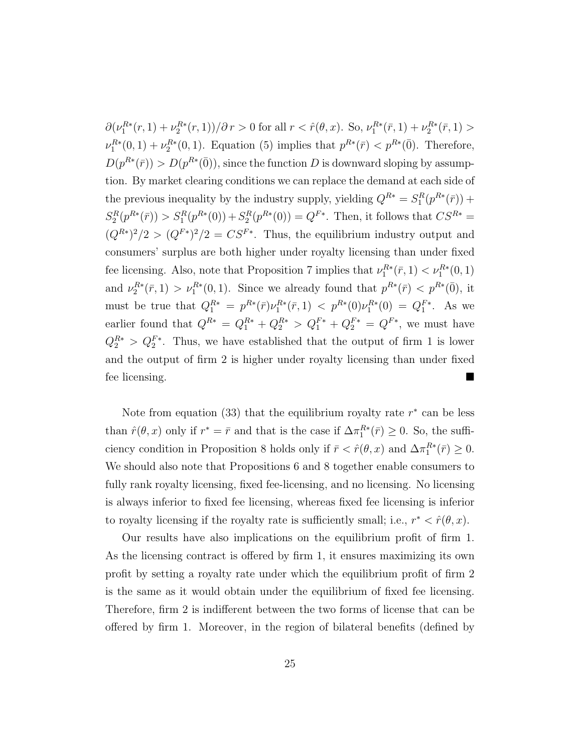$\partial(\nu_1^{R*}(r,1) + \nu_2^{R*}(r,1))/\partial r > 0$ for all $r < \hat{r}(\theta, x)$. So, $\nu_1^{R*}(\bar{r},1) + \nu_2^{R*}(\bar{r},1) > \nu_1^{R*}(0,1) + \nu_2^{R*}(0,1)$. Equation (5) implies that $p^{R*}(\bar{r}) < p^{R*}(\bar{0})$. Therefore, $D(p^{R*}(\bar{r})) > D(p^{R*}(\bar{0}))$, since the function $D$ is downward sloping by assumption. By market clearing conditions we can replace the demand at each side of the previous inequality by the industry supply, yielding $Q^{R*} = S_1^R(p^{R*}(\bar{r})) + S_2^R(p^{R*}(\bar{r})) > S_1^R(p^{R*}(0)) + S_2^R(p^{R*}(0)) = Q^{F*}$. Then, it follows that $CS^{R*} = (Q^{R*})^2/2 > (Q^{F*})^2/2 = CS^{F*}$. Thus, the equilibrium industry output and consumers' surplus are both higher under royalty licensing than under fixed fee licensing. Also, note that Proposition 7 implies that $\nu_1^{R*}(\bar{r},1) < \nu_1^{R*}(0,1)$ and $\nu_2^{R*}(\bar{r},1) > \nu_1^{R*}(0,1)$. Since we already found that $p^{R*}(\bar{r}) < p^{R*}(\bar{0})$, it must be true that $Q_1^{R*} = p^{R*}(\bar{r})\nu_1^{R*}(\bar{r},1) < p^{R*}(0)\nu_1^{R*}(0) = Q_1^{F*}$. As we earlier found that $Q^{R*} = Q_1^{R*} + Q_2^{R*} > Q_1^{F*} + Q_2^{F*} = Q^{F*}$, we must have $Q_2^{R*} > Q_2^{F*}$. Thus, we have established that the output of firm 1 is lower and the output of firm 2 is higher under royalty licensing than under fixed fee licensing. ■

Note from equation (33) that the equilibrium royalty rate $r^*$ can be less than $\hat{r}(\theta, x)$ only if $r^* = \bar{r}$ and that is the case if $\Delta\pi_1^{R*}(\bar{r}) \geq 0$. So, the sufficiency condition in Proposition 8 holds only if $\bar{r} < \hat{r}(\theta, x)$ and $\Delta\pi_1^{R*}(\bar{r}) \geq 0$. We should also note that Propositions 6 and 8 together enable consumers to fully rank royalty licensing, fixed fee-licensing, and no licensing. No licensing is always inferior to fixed fee licensing, whereas fixed fee licensing is inferior to royalty licensing if the royalty rate is sufficiently small; i.e., $r^* < \hat{r}(\theta, x)$.

Our results have also implications on the equilibrium profit of firm 1. As the licensing contract is offered by firm 1, it ensures maximizing its own profit by setting a royalty rate under which the equilibrium profit of firm 2 is the same as it would obtain under the equilibrium of fixed fee licensing. Therefore, firm 2 is indifferent between the two forms of license that can be offered by firm 1. Moreover, in the region of bilateral benefits (defined by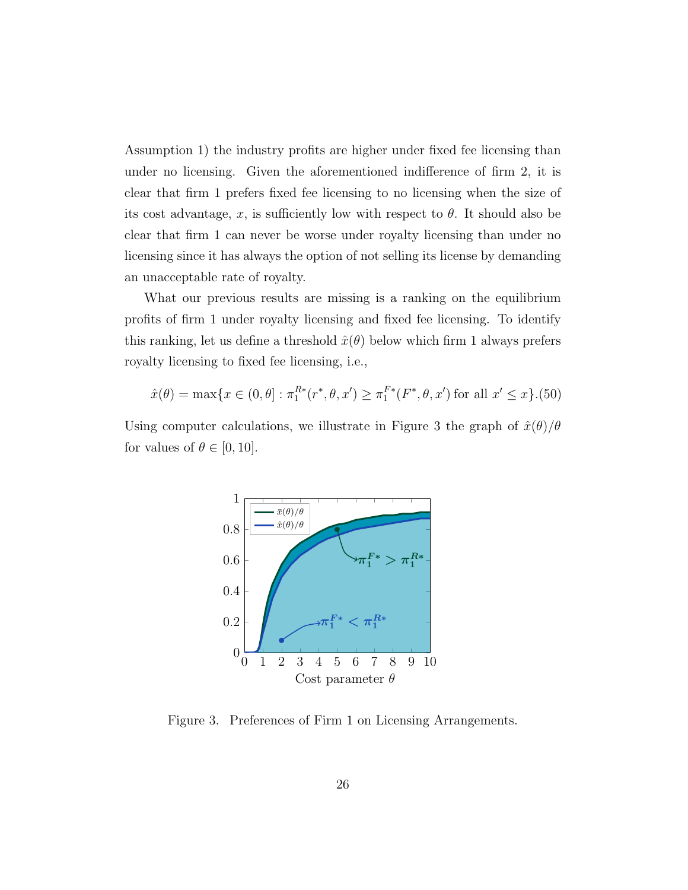Assumption 1) the industry profits are higher under fixed fee licensing than under no licensing. Given the aforementioned indifference of firm 2, it is clear that firm 1 prefers fixed fee licensing to no licensing when the size of its cost advantage, $x$, is sufficiently low with respect to $\theta$. It should also be clear that firm 1 can never be worse under royalty licensing than under no licensing since it has always the option of not selling its license by demanding an unacceptable rate of royalty.

What our previous results are missing is a ranking on the equilibrium profits of firm 1 under royalty licensing and fixed fee licensing. To identify this ranking, let us define a threshold $\hat{x}(\theta)$ below which firm 1 always prefers royalty licensing to fixed fee licensing, i.e.,

$$\hat{x}(\theta) = \max\{x \in (0, \theta] : \pi_1^{R*}(r^*, \theta, x') \geq \pi_1^{F*}(F^*, \theta, x') \text{ for all } x' \leq x\}. \quad (50)$$

Using computer calculations, we illustrate in Figure 3 the graph of $\hat{x}(\theta)/\theta$ for values of $\theta \in [0, 10]$.

Figure 3. Preferences of Firm 1 on Licensing Arrangements.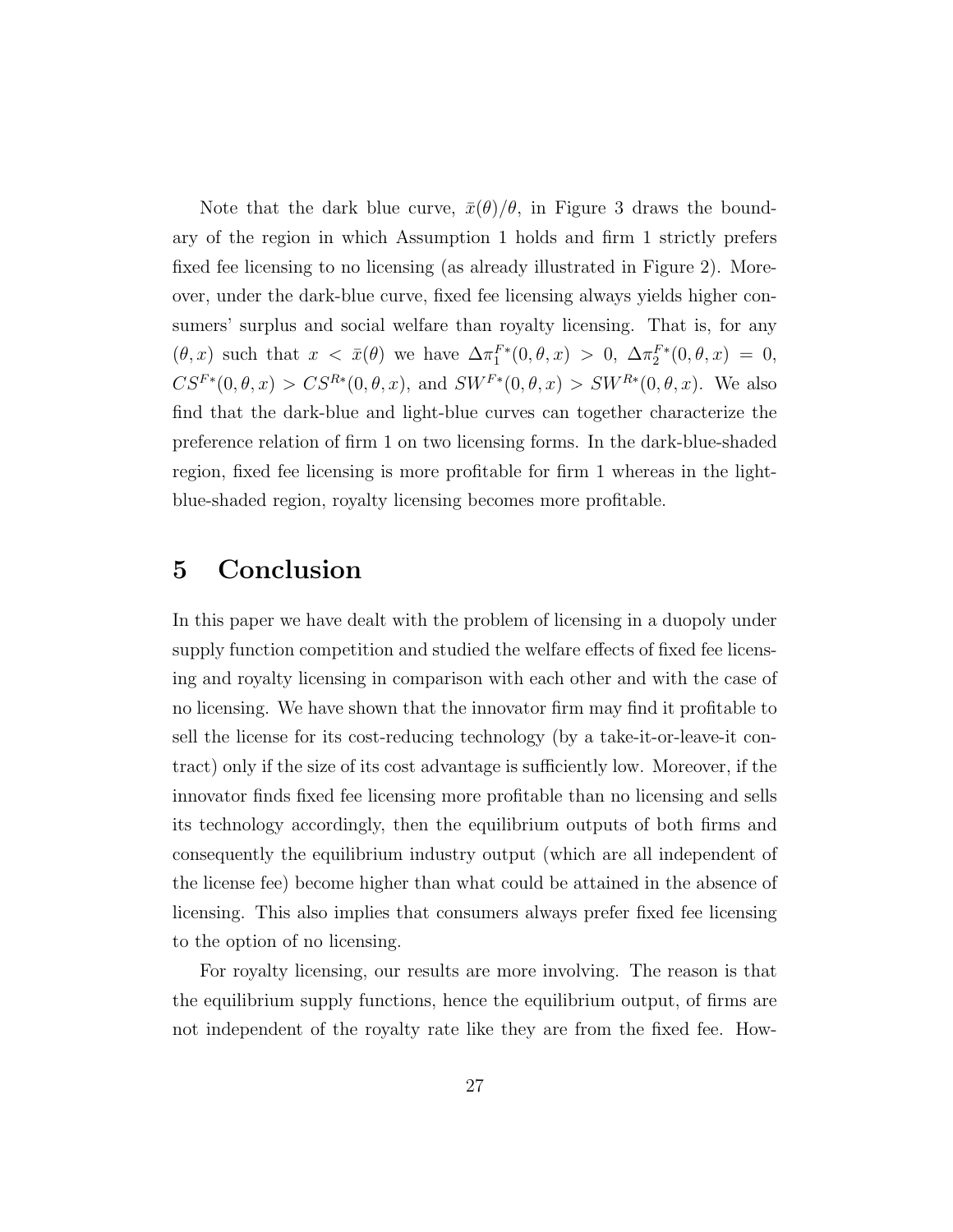Note that the dark blue curve, $\bar{x}(\theta)/\theta$, in Figure 3 draws the boundary of the region in which Assumption 1 holds and firm 1 strictly prefers fixed fee licensing to no licensing (as already illustrated in Figure 2). Moreover, under the dark-blue curve, fixed fee licensing always yields higher consumers' surplus and social welfare than royalty licensing. That is, for any $(\theta, x)$ such that $x < \bar{x}(\theta)$ we have $\Delta\pi_1^{F*}(0, \theta, x) > 0$, $\Delta\pi_2^{F*}(0, \theta, x) = 0$, $CS^{F*}(0, \theta, x) > CS^{R*}(0, \theta, x)$, and $SW^{F*}(0, \theta, x) > SW^{R*}(0, \theta, x)$. We also find that the dark-blue and light-blue curves can together characterize the preference relation of firm 1 on two licensing forms. In the dark-blue-shaded region, fixed fee licensing is more profitable for firm 1 whereas in the light-blue-shaded region, royalty licensing becomes more profitable.

# 5 Conclusion

In this paper we have dealt with the problem of licensing in a duopoly under supply function competition and studied the welfare effects of fixed fee licensing and royalty licensing in comparison with each other and with the case of no licensing. We have shown that the innovator firm may find it profitable to sell the license for its cost-reducing technology (by a take-it-or-leave-it contract) only if the size of its cost advantage is sufficiently low. Moreover, if the innovator finds fixed fee licensing more profitable than no licensing and sells its technology accordingly, then the equilibrium outputs of both firms and consequently the equilibrium industry output (which are all independent of the license fee) become higher than what could be attained in the absence of licensing. This also implies that consumers always prefer fixed fee licensing to the option of no licensing.

For royalty licensing, our results are more involving. The reason is that the equilibrium supply functions, hence the equilibrium output, of firms are not independent of the royalty rate like they are from the fixed fee. How-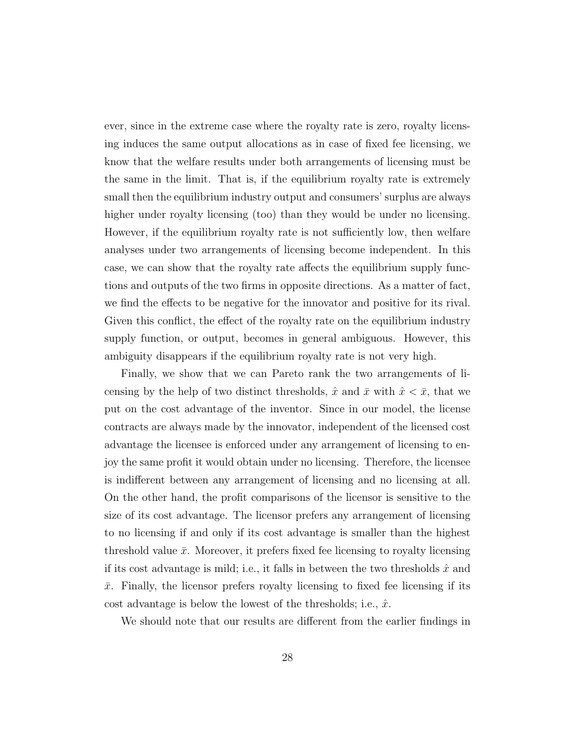ever, since in the extreme case where the royalty rate is zero, royalty licensing induces the same output allocations as in case of fixed fee licensing, we know that the welfare results under both arrangements of licensing must be the same in the limit. That is, if the equilibrium royalty rate is extremely small then the equilibrium industry output and consumers' surplus are always higher under royalty licensing (too) than they would be under no licensing. However, if the equilibrium royalty rate is not sufficiently low, then welfare analyses under two arrangements of licensing become independent. In this case, we can show that the royalty rate affects the equilibrium supply functions and outputs of the two firms in opposite directions. As a matter of fact, we find the effects to be negative for the innovator and positive for its rival. Given this conflict, the effect of the royalty rate on the equilibrium industry supply function, or output, becomes in general ambiguous. However, this ambiguity disappears if the equilibrium royalty rate is not very high.

Finally, we show that we can Pareto rank the two arrangements of licensing by the help of two distinct thresholds, $\hat{x}$ and $\bar{x}$ with $\hat{x} < \bar{x}$, that we put on the cost advantage of the inventor. Since in our model, the license contracts are always made by the innovator, independent of the licensed cost advantage the licensee is enforced under any arrangement of licensing to enjoy the same profit it would obtain under no licensing. Therefore, the licensee is indifferent between any arrangement of licensing and no licensing at all. On the other hand, the profit comparisons of the licensor is sensitive to the size of its cost advantage. The licensor prefers any arrangement of licensing to no licensing if and only if its cost advantage is smaller than the highest threshold value $\bar{x}$. Moreover, it prefers fixed fee licensing to royalty licensing if its cost advantage is mild; i.e., it falls in between the two thresholds $\hat{x}$ and $\bar{x}$. Finally, the licensor prefers royalty licensing to fixed fee licensing if its cost advantage is below the lowest of the thresholds; i.e., $\hat{x}$.

We should note that our results are different from the earlier findings in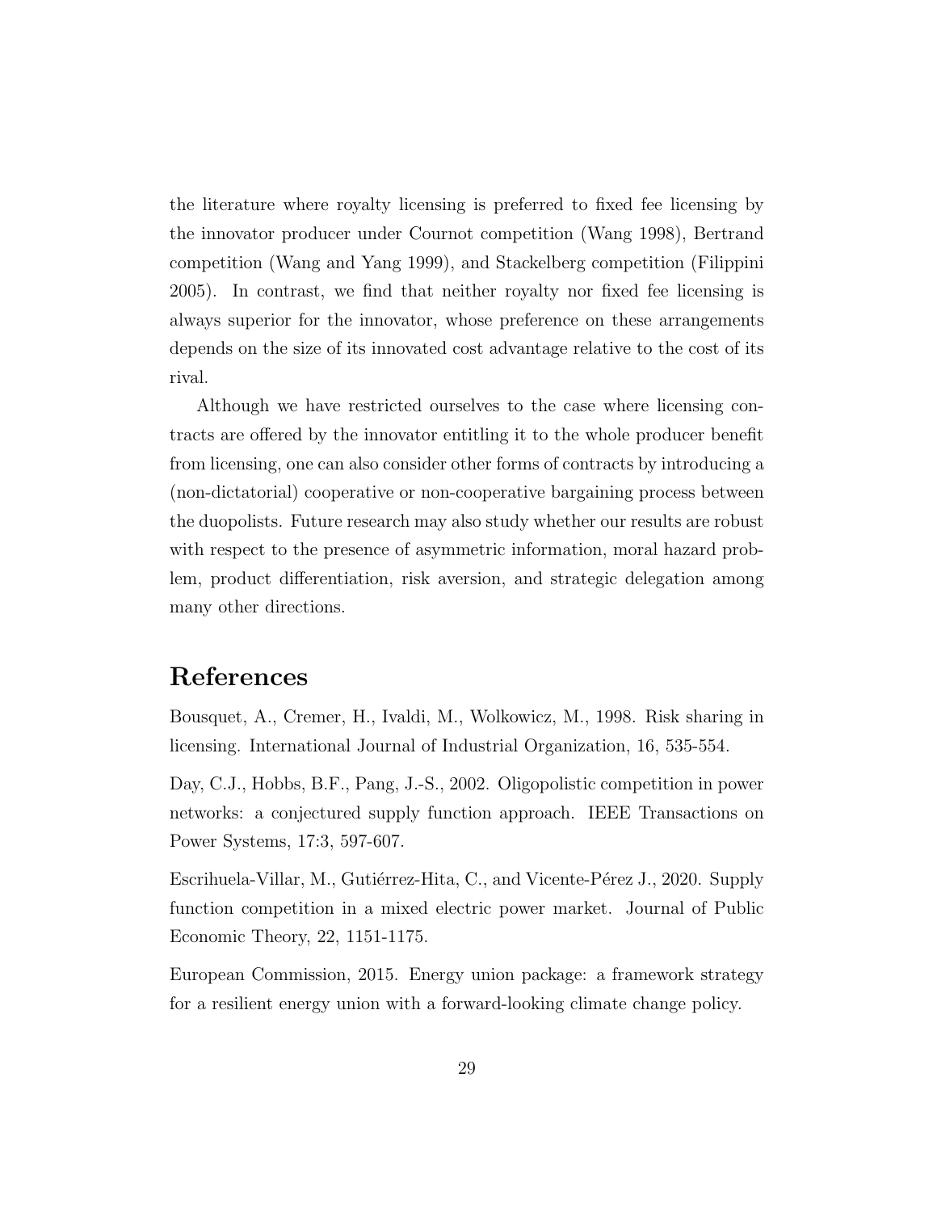the literature where royalty licensing is preferred to fixed fee licensing by the innovator producer under Cournot competition (Wang 1998), Bertrand competition (Wang and Yang 1999), and Stackelberg competition (Filippini 2005). In contrast, we find that neither royalty nor fixed fee licensing is always superior for the innovator, whose preference on these arrangements depends on the size of its innovated cost advantage relative to the cost of its rival.

Although we have restricted ourselves to the case where licensing contracts are offered by the innovator entitling it to the whole producer benefit from licensing, one can also consider other forms of contracts by introducing a (non-dictatorial) cooperative or non-cooperative bargaining process between the duopolists. Future research may also study whether our results are robust with respect to the presence of asymmetric information, moral hazard problem, product differentiation, risk aversion, and strategic delegation among many other directions.

# References

Bousquet, A., Cremer, H., Ivaldi, M., Wolkowicz, M., 1998. Risk sharing in licensing. International Journal of Industrial Organization, 16, 535-554.

Day, C.J., Hobbs, B.F., Pang, J.-S., 2002. Oligopolistic competition in power networks: a conjectured supply function approach. IEEE Transactions on Power Systems, 17:3, 597-607.

Escrihuela-Villar, M., Gutiérrez-Hita, C., and Vicente-Pérez J., 2020. Supply function competition in a mixed electric power market. Journal of Public Economic Theory, 22, 1151-1175.

European Commission, 2015. Energy union package: a framework strategy for a resilient energy union with a forward-looking climate change policy.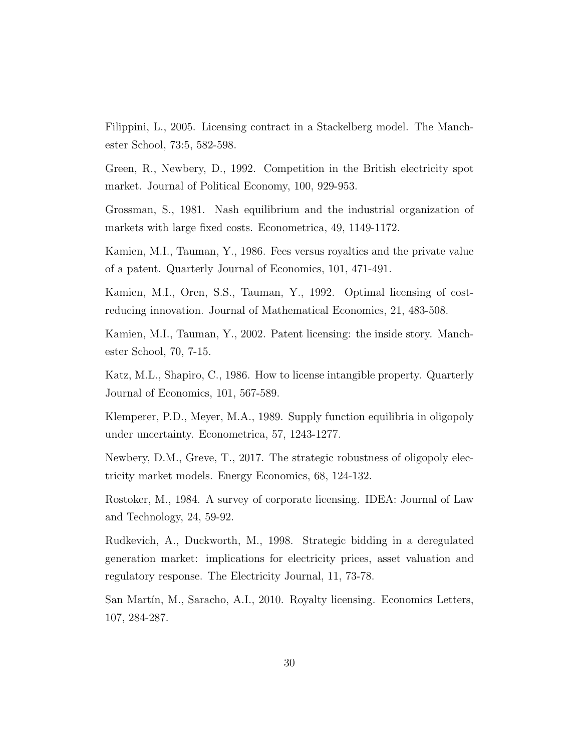Filippini, L., 2005. Licensing contract in a Stackelberg model. The Manchester School, 73:5, 582-598.

Green, R., Newbery, D., 1992. Competition in the British electricity spot market. Journal of Political Economy, 100, 929-953.

Grossman, S., 1981. Nash equilibrium and the industrial organization of markets with large fixed costs. Econometrica, 49, 1149-1172.

Kamien, M.I., Tauman, Y., 1986. Fees versus royalties and the private value of a patent. Quarterly Journal of Economics, 101, 471-491.

Kamien, M.I., Oren, S.S., Tauman, Y., 1992. Optimal licensing of cost-reducing innovation. Journal of Mathematical Economics, 21, 483-508.

Kamien, M.I., Tauman, Y., 2002. Patent licensing: the inside story. Manchester School, 70, 7-15.

Katz, M.L., Shapiro, C., 1986. How to license intangible property. Quarterly Journal of Economics, 101, 567-589.

Klemperer, P.D., Meyer, M.A., 1989. Supply function equilibria in oligopoly under uncertainty. Econometrica, 57, 1243-1277.

Newbery, D.M., Greve, T., 2017. The strategic robustness of oligopoly electricity market models. Energy Economics, 68, 124-132.

Rostoker, M., 1984. A survey of corporate licensing. IDEA: Journal of Law and Technology, 24, 59-92.

Rudkevich, A., Duckworth, M., 1998. Strategic bidding in a deregulated generation market: implications for electricity prices, asset valuation and regulatory response. The Electricity Journal, 11, 73-78.

San Martín, M., Saracho, A.I., 2010. Royalty licensing. Economics Letters, 107, 284-287.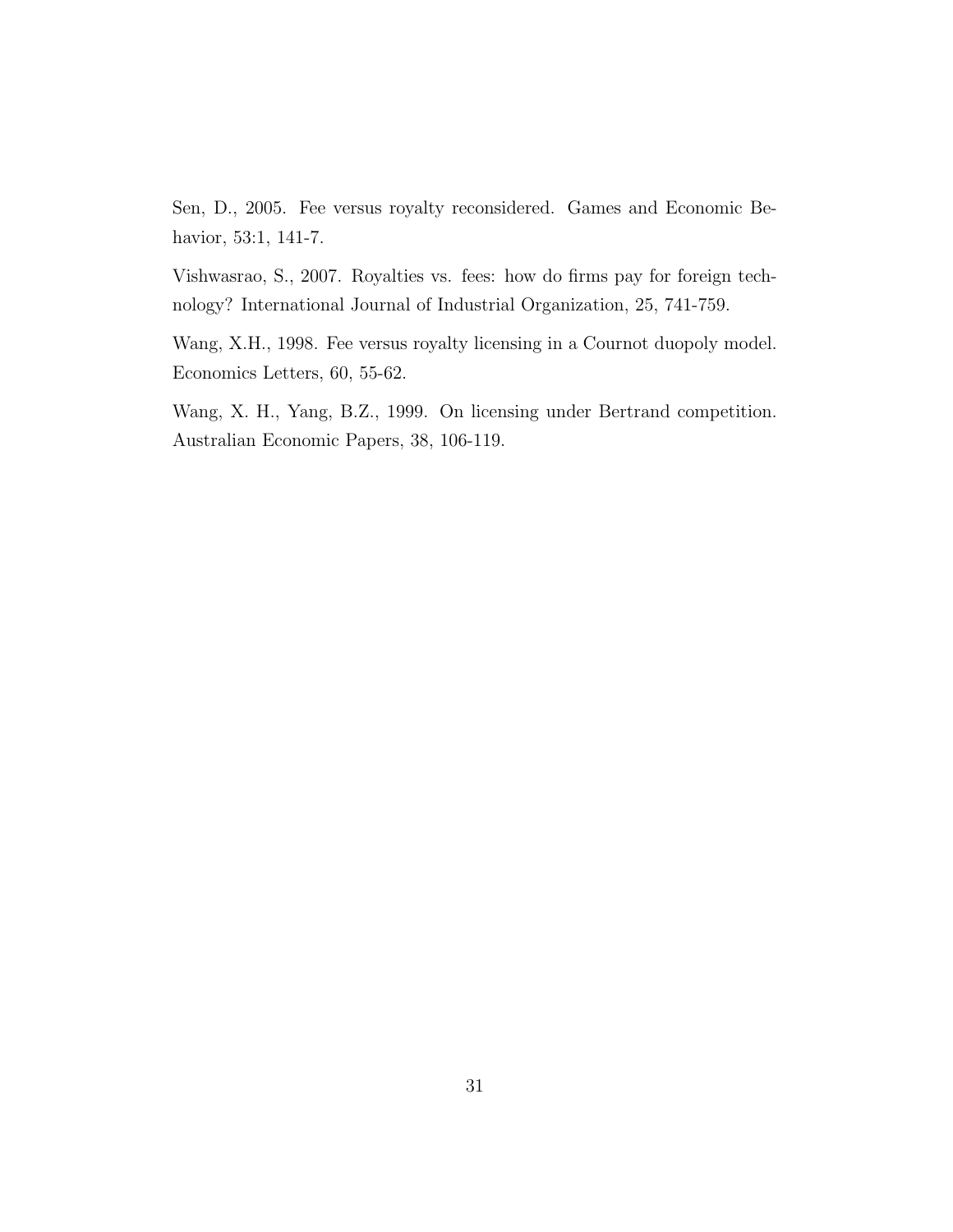Sen, D., 2005. Fee versus royalty reconsidered. Games and Economic Behavior, 53:1, 141-7.

Vishwasrao, S., 2007. Royalties vs. fees: how do firms pay for foreign technology? International Journal of Industrial Organization, 25, 741-759.

Wang, X.H., 1998. Fee versus royalty licensing in a Cournot duopoly model. Economics Letters, 60, 55-62.

Wang, X. H., Yang, B.Z., 1999. On licensing under Bertrand competition. Australian Economic Papers, 38, 106-119.